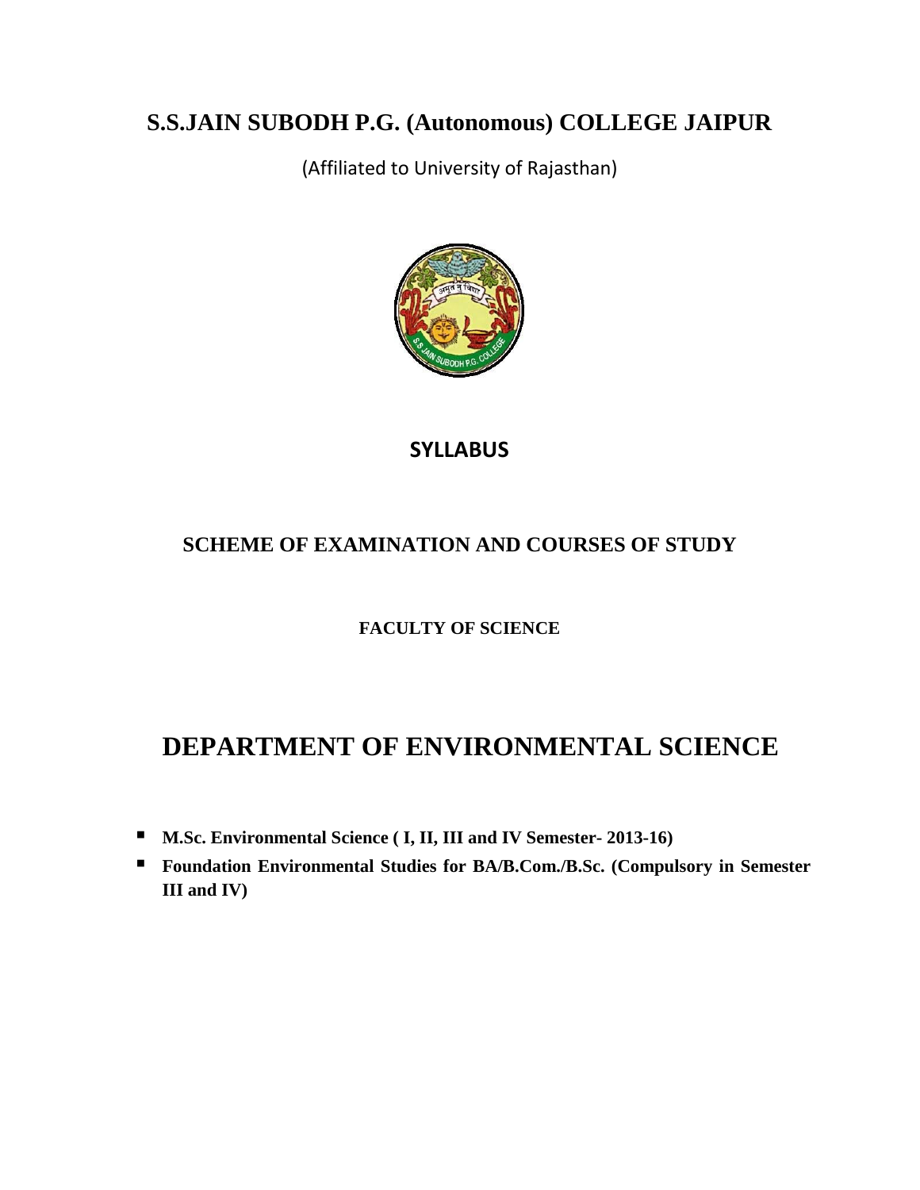# S.S.JAIN SUBODH P.G. (Autonomous) COLLEGE JAIPUR

(Affiliated to University of Rajasthan)

## SYLLABUS

## SCHEME OF EXAMINATION AND COURSES OF STUDY

**FACULTY OF SCIENCE**

# DEPARTMENT OF ENVIRONMENTAL SCIENCE

- **M.Sc. Environmental Science ( I, II, III and IV Semester- 2013-16)**
- **Foundation Environmental Studies for BA/B.Com./B.Sc. (Compulsory in Semester III and IV)**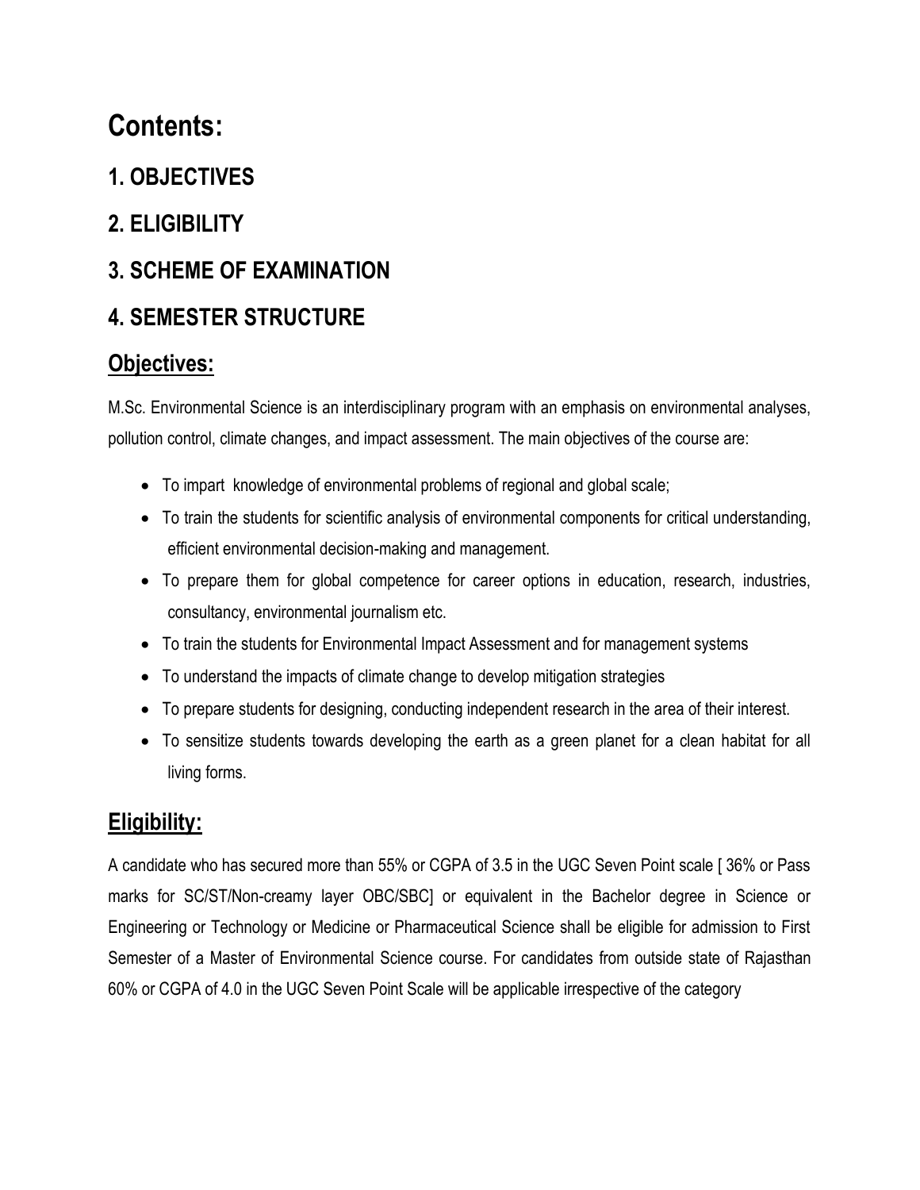# Contents:

## 1. OBJECTIVES

## 2. ELIGIBILITY

## 3. SCHEME OF EXAMINATION

## 4. SEMESTER STRUCTURE

## Objectives:

M.Sc. Environmental Science is an interdisciplinary program with an emphasis on environmental analyses, pollution control, climate changes, and impact assessment. The main objectives of the course are:

- To impart knowledge of environmental problems of regional and global scale;
- To train the students for scientific analysis of environmental components for critical understanding, efficient environmental decision-making and management.
- To prepare them for global competence for career options in education, research, industries, consultancy, environmental journalism etc.
- To train the students for Environmental Impact Assessment and for management systems
- To understand the impacts of climate change to develop mitigation strategies
- To prepare students for designing, conducting independent research in the area of their interest.
- To sensitize students towards developing the earth as a green planet for a clean habitat for all living forms.

## Eligibility:

A candidate who has secured more than 55% or CGPA of 3.5 in the UGC Seven Point scale [ 36% or Pass marks for SC/ST/Non-creamy layer OBC/SBC] or equivalent in the Bachelor degree in Science or Engineering or Technology or Medicine or Pharmaceutical Science shall be eligible for admission to First Semester of a Master of Environmental Science course. For candidates from outside state of Rajasthan 60% or CGPA of 4.0 in the UGC Seven Point Scale will be applicable irrespective of the category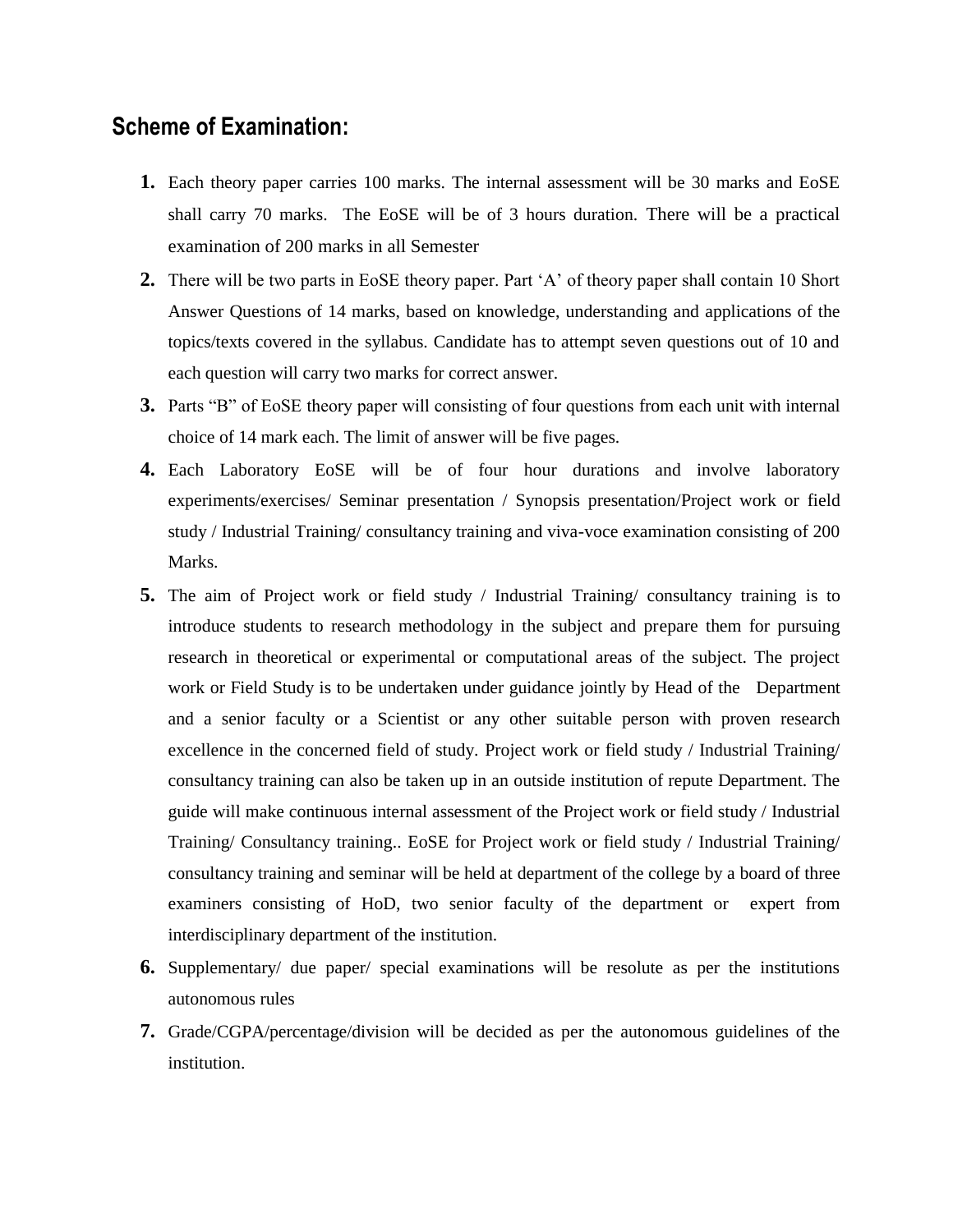## Scheme of Examination:

1. Each theory paper carries 100 marks. The internal assessment will be 30 marks and EoSE shall carry 70 marks. The EoSE will be of 3 hours duration. There will be a practical examination of 200 marks in all Semester
2. There will be two parts in EoSE theory paper. Part 'A' of theory paper shall contain 10 Short Answer Questions of 14 marks, based on knowledge, understanding and applications of the topics/texts covered in the syllabus. Candidate has to attempt seven questions out of 10 and each question will carry two marks for correct answer.
3. Parts "B" of EoSE theory paper will consisting of four questions from each unit with internal choice of 14 mark each. The limit of answer will be five pages.
4. Each Laboratory EoSE will be of four hour durations and involve laboratory experiments/exercises/ Seminar presentation / Synopsis presentation/Project work or field study / Industrial Training/ consultancy training and viva-voce examination consisting of 200 Marks.
5. The aim of Project work or field study / Industrial Training/ consultancy training is to introduce students to research methodology in the subject and prepare them for pursuing research in theoretical or experimental or computational areas of the subject. The project work or Field Study is to be undertaken under guidance jointly by Head of the Department and a senior faculty or a Scientist or any other suitable person with proven research excellence in the concerned field of study. Project work or field study / Industrial Training/ consultancy training can also be taken up in an outside institution of repute Department. The guide will make continuous internal assessment of the Project work or field study / Industrial Training/ Consultancy training.. EoSE for Project work or field study / Industrial Training/ consultancy training and seminar will be held at department of the college by a board of three examiners consisting of HoD, two senior faculty of the department or expert from interdisciplinary department of the institution.
6. Supplementary/ due paper/ special examinations will be resolute as per the institutions autonomous rules
7. Grade/CGPA/percentage/division will be decided as per the autonomous guidelines of the institution.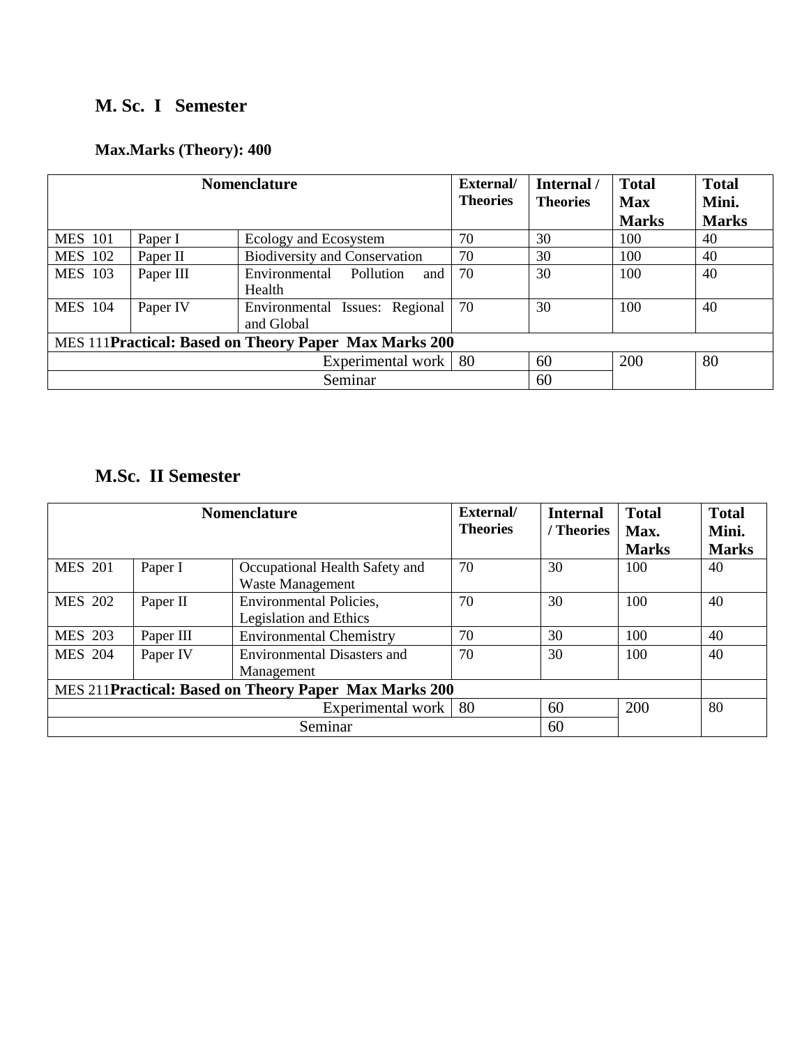## M. Sc. I Semester

**Max.Marks (Theory): 400**

| Nomenclature | | | External/ Theories | Internal / Theories | Total Max Marks | Total Mini. Marks |
|---|---|---|---|---|---|---|
| MES 101 | Paper I | Ecology and Ecosystem | 70 | 30 | 100 | 40 |
| MES 102 | Paper II | Biodiversity and Conservation | 70 | 30 | 100 | 40 |
| MES 103 | Paper III | Environmental Pollution and Health | 70 | 30 | 100 | 40 |
| MES 104 | Paper IV | Environmental Issues: Regional and Global | 70 | 30 | 100 | 40 |
| MES 111 **Practical: Based on Theory Paper Max Marks 200** | | | | | | |
| | | Experimental work | 80 | 60 | 200 | 80 |
| | | Seminar | | 60 | | |

## M.Sc. II Semester

| Nomenclature | | | External/ Theories | Internal / Theories | Total Max. Marks | Total Mini. Marks |
|---|---|---|---|---|---|---|
| MES 201 | Paper I | Occupational Health Safety and Waste Management | 70 | 30 | 100 | 40 |
| MES 202 | Paper II | Environmental Policies, Legislation and Ethics | 70 | 30 | 100 | 40 |
| MES 203 | Paper III | Environmental Chemistry | 70 | 30 | 100 | 40 |
| MES 204 | Paper IV | Environmental Disasters and Management | 70 | 30 | 100 | 40 |
| MES 211 **Practical: Based on Theory Paper Max Marks 200** | | | | | | |
| | | Experimental work | 80 | 60 | 200 | 80 |
| | | Seminar | | 60 | | |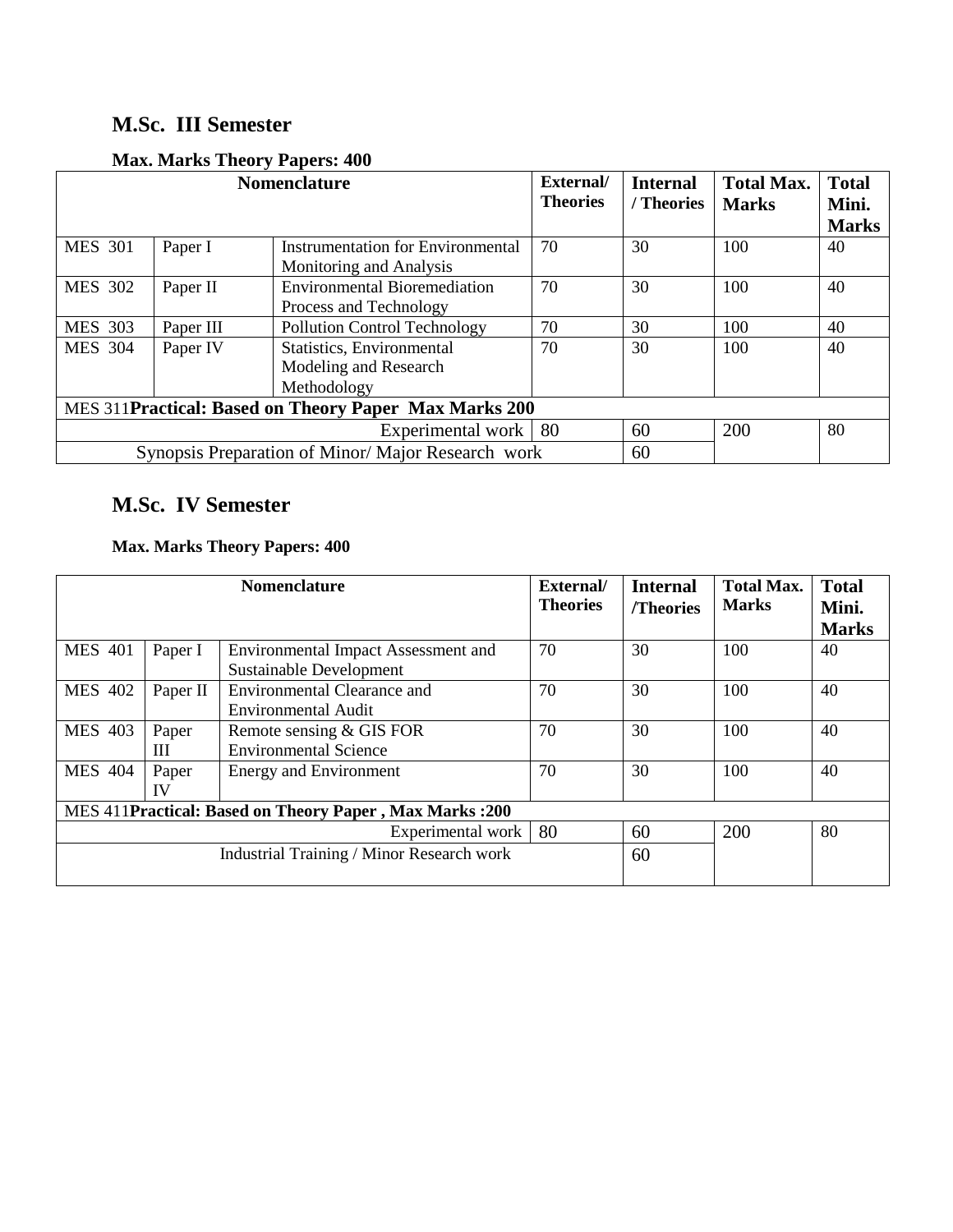## M.Sc. III Semester

**Max. Marks Theory Papers: 400**

| Nomenclature | | | External/ Theories | Internal / Theories | Total Max. Marks | Total Mini. Marks |
|---|---|---|---|---|---|---|
| MES 301 | Paper I | Instrumentation for Environmental Monitoring and Analysis | 70 | 30 | 100 | 40 |
| MES 302 | Paper II | Environmental Bioremediation Process and Technology | 70 | 30 | 100 | 40 |
| MES 303 | Paper III | Pollution Control Technology | 70 | 30 | 100 | 40 |
| MES 304 | Paper IV | Statistics, Environmental Modeling and Research Methodology | 70 | 30 | 100 | 40 |
| MES 311 **Practical: Based on Theory Paper Max Marks 200** | | | | | | |
| Experimental work | | | 80 | 60 | 200 | 80 |
| Synopsis Preparation of Minor/ Major Research work | | | | 60 | | |

## M.Sc. IV Semester

**Max. Marks Theory Papers: 400**

| Nomenclature | | | External/ Theories | Internal /Theories | Total Max. Marks | Total Mini. Marks |
|---|---|---|---|---|---|---|
| MES 401 | Paper I | Environmental Impact Assessment and Sustainable Development | 70 | 30 | 100 | 40 |
| MES 402 | Paper II | Environmental Clearance and Environmental Audit | 70 | 30 | 100 | 40 |
| MES 403 | Paper III | Remote sensing & GIS FOR Environmental Science | 70 | 30 | 100 | 40 |
| MES 404 | Paper IV | Energy and Environment | 70 | 30 | 100 | 40 |
| MES 411 **Practical: Based on Theory Paper , Max Marks :200** | | | | | | |
| Experimental work | | | 80 | 60 | 200 | 80 |
| Industrial Training / Minor Research work | | | | 60 | | |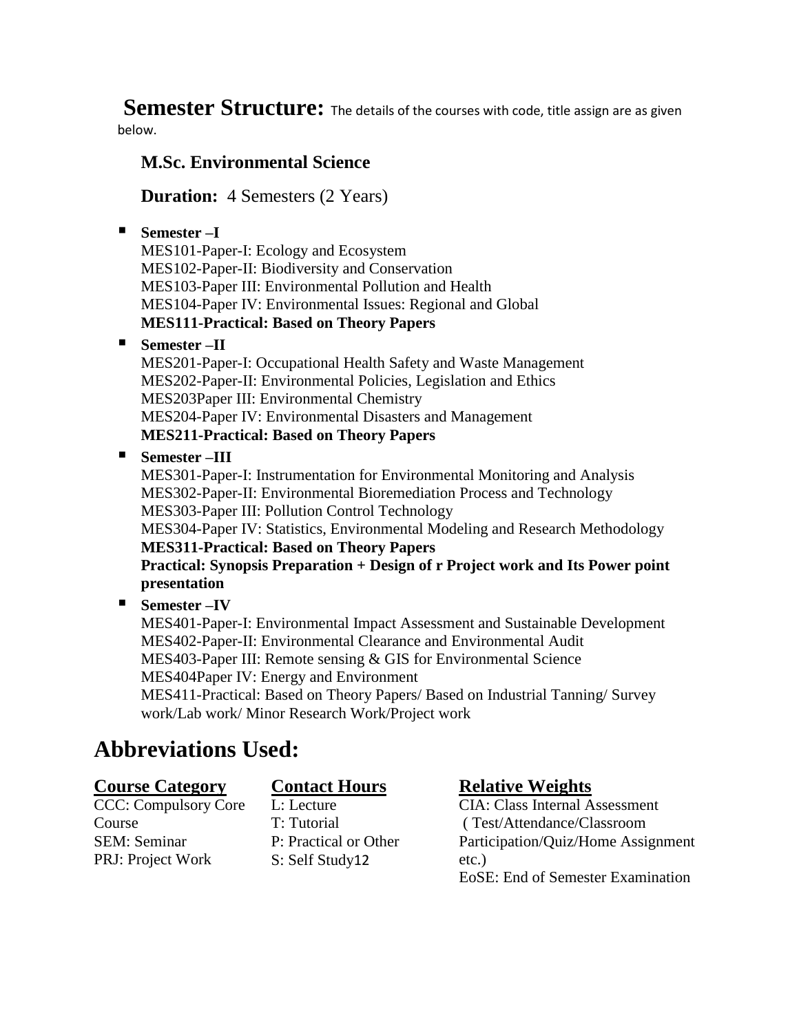**Semester Structure:** The details of the courses with code, title assign are as given below.

**M.Sc. Environmental Science**

**Duration:** 4 Semesters (2 Years)

- **Semester –I**
  MES101-Paper-I: Ecology and Ecosystem
  MES102-Paper-II: Biodiversity and Conservation
  MES103-Paper III: Environmental Pollution and Health
  MES104-Paper IV: Environmental Issues: Regional and Global
  **MES111-Practical: Based on Theory Papers**
- **Semester –II**
  MES201-Paper-I: Occupational Health Safety and Waste Management
  MES202-Paper-II: Environmental Policies, Legislation and Ethics
  MES203Paper III: Environmental Chemistry
  MES204-Paper IV: Environmental Disasters and Management
  **MES211-Practical: Based on Theory Papers**
- **Semester –III**
  MES301-Paper-I: Instrumentation for Environmental Monitoring and Analysis
  MES302-Paper-II: Environmental Bioremediation Process and Technology
  MES303-Paper III: Pollution Control Technology
  MES304-Paper IV: Statistics, Environmental Modeling and Research Methodology
  **MES311-Practical: Based on Theory Papers**
  **Practical: Synopsis Preparation + Design of r Project work and Its Power point presentation**
- **Semester –IV**
  MES401-Paper-I: Environmental Impact Assessment and Sustainable Development
  MES402-Paper-II: Environmental Clearance and Environmental Audit
  MES403-Paper III: Remote sensing & GIS for Environmental Science
  MES404Paper IV: Energy and Environment
  MES411-Practical: Based on Theory Papers/ Based on Industrial Tanning/ Survey work/Lab work/ Minor Research Work/Project work

# Abbreviations Used:

**Course Category**

CCC: Compulsory Core Course
SEM: Seminar
PRJ: Project Work

**Contact Hours**

L: Lecture
T: Tutorial
P: Practical or Other
S: Self Study12

**Relative Weights**

CIA: Class Internal Assessment ( Test/Attendance/Classroom Participation/Quiz/Home Assignment etc.)
EoSE: End of Semester Examination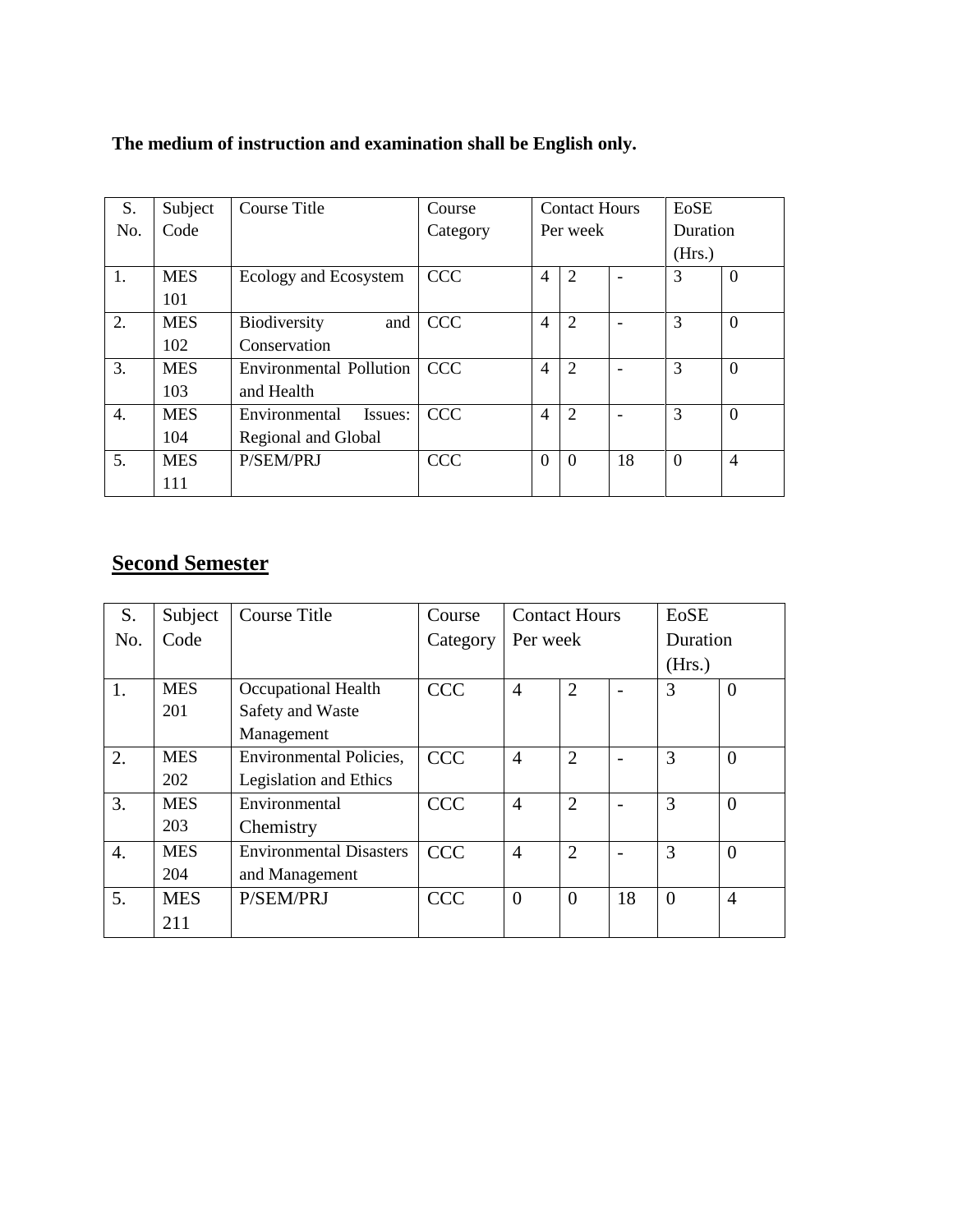**The medium of instruction and examination shall be English only.**

| S. No. | Subject Code | Course Title | Course Category | Contact Hours Per week | | | EoSE Duration (Hrs.) | |
|---|---|---|---|---|---|---|---|---|
| 1. | MES 101 | Ecology and Ecosystem | CCC | 4 | 2 | - | 3 | 0 |
| 2. | MES 102 | Biodiversity and Conservation | CCC | 4 | 2 | - | 3 | 0 |
| 3. | MES 103 | Environmental Pollution and Health | CCC | 4 | 2 | - | 3 | 0 |
| 4. | MES 104 | Environmental Issues: Regional and Global | CCC | 4 | 2 | - | 3 | 0 |
| 5. | MES 111 | P/SEM/PRJ | CCC | 0 | 0 | 18 | 0 | 4 |

## Second Semester

| S. No. | Subject Code | Course Title | Course Category | Contact Hours Per week | | | EoSE Duration (Hrs.) | |
|---|---|---|---|---|---|---|---|---|
| 1. | MES 201 | Occupational Health Safety and Waste Management | CCC | 4 | 2 | - | 3 | 0 |
| 2. | MES 202 | Environmental Policies, Legislation and Ethics | CCC | 4 | 2 | - | 3 | 0 |
| 3. | MES 203 | Environmental Chemistry | CCC | 4 | 2 | - | 3 | 0 |
| 4. | MES 204 | Environmental Disasters and Management | CCC | 4 | 2 | - | 3 | 0 |
| 5. | MES 211 | P/SEM/PRJ | CCC | 0 | 0 | 18 | 0 | 4 |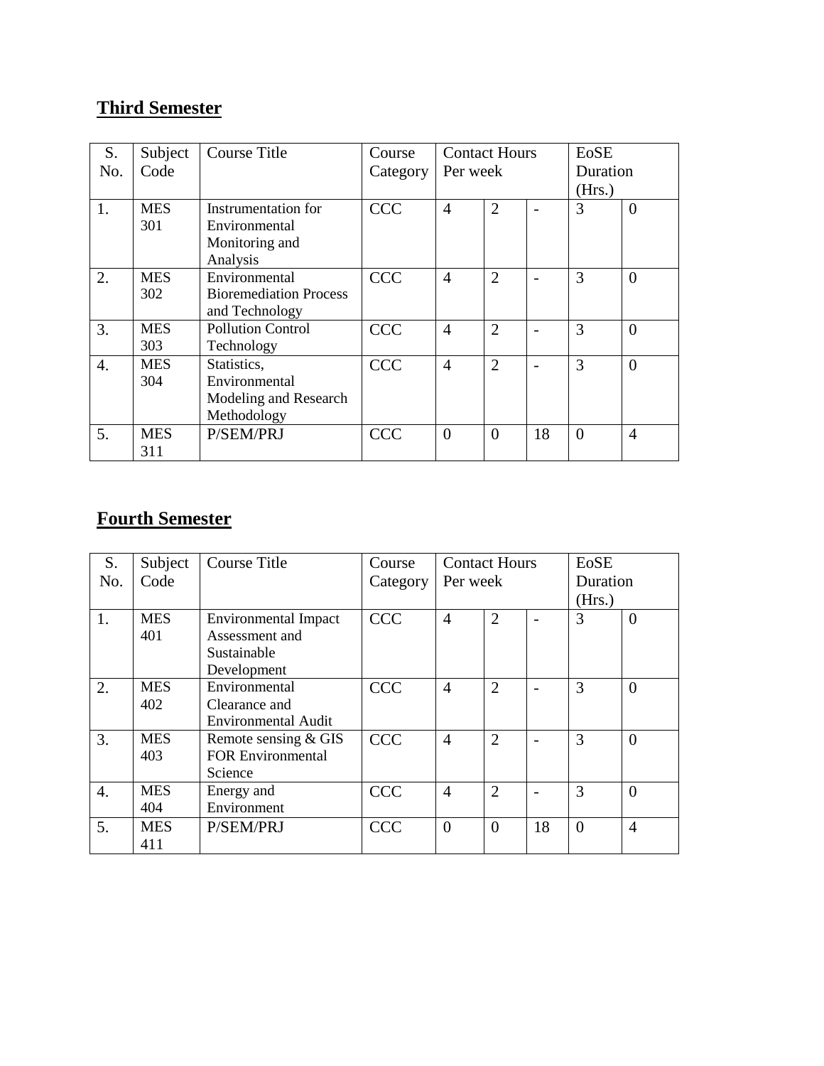## **Third Semester**

| S. No. | Subject Code | Course Title | Course Category | Contact Hours Per week | | | EoSE Duration (Hrs.) | |
|---|---|---|---|---|---|---|---|---|
| 1. | MES 301 | Instrumentation for Environmental Monitoring and Analysis | CCC | 4 | 2 | - | 3 | 0 |
| 2. | MES 302 | Environmental Bioremediation Process and Technology | CCC | 4 | 2 | - | 3 | 0 |
| 3. | MES 303 | Pollution Control Technology | CCC | 4 | 2 | - | 3 | 0 |
| 4. | MES 304 | Statistics, Environmental Modeling and Research Methodology | CCC | 4 | 2 | - | 3 | 0 |
| 5. | MES 311 | P/SEM/PRJ | CCC | 0 | 0 | 18 | 0 | 4 |

## **Fourth Semester**

| S. No. | Subject Code | Course Title | Course Category | Contact Hours Per week | | | EoSE Duration (Hrs.) | |
|---|---|---|---|---|---|---|---|---|
| 1. | MES 401 | Environmental Impact Assessment and Sustainable Development | CCC | 4 | 2 | - | 3 | 0 |
| 2. | MES 402 | Environmental Clearance and Environmental Audit | CCC | 4 | 2 | - | 3 | 0 |
| 3. | MES 403 | Remote sensing & GIS FOR Environmental Science | CCC | 4 | 2 | - | 3 | 0 |
| 4. | MES 404 | Energy and Environment | CCC | 4 | 2 | - | 3 | 0 |
| 5. | MES 411 | P/SEM/PRJ | CCC | 0 | 0 | 18 | 0 | 4 |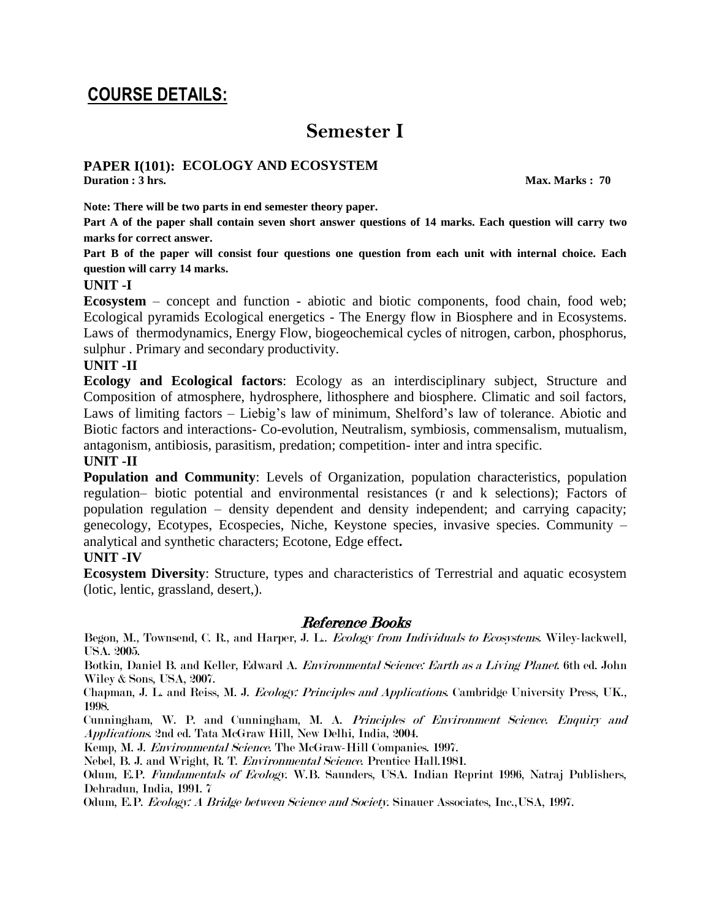## COURSE DETAILS:

# Semester I

### PAPER I(101): ECOLOGY AND ECOSYSTEM

**Duration : 3 hrs.** **Max. Marks : 70**

**Note: There will be two parts in end semester theory paper.**

**Part A of the paper shall contain seven short answer questions of 14 marks. Each question will carry two marks for correct answer.**

**Part B of the paper will consist four questions one question from each unit with internal choice. Each question will carry 14 marks.**

**UNIT -I**

**Ecosystem** – concept and function - abiotic and biotic components, food chain, food web; Ecological pyramids Ecological energetics - The Energy flow in Biosphere and in Ecosystems. Laws of thermodynamics, Energy Flow, biogeochemical cycles of nitrogen, carbon, phosphorus, sulphur . Primary and secondary productivity.

**UNIT -II**

**Ecology and Ecological factors**: Ecology as an interdisciplinary subject, Structure and Composition of atmosphere, hydrosphere, lithosphere and biosphere. Climatic and soil factors, Laws of limiting factors – Liebig's law of minimum, Shelford's law of tolerance. Abiotic and Biotic factors and interactions- Co-evolution, Neutralism, symbiosis, commensalism, mutualism, antagonism, antibiosis, parasitism, predation; competition- inter and intra specific.

**UNIT -II**

**Population and Community**: Levels of Organization, population characteristics, population regulation– biotic potential and environmental resistances (r and k selections); Factors of population regulation – density dependent and density independent; and carrying capacity; genecology, Ecotypes, Ecospecies, Niche, Keystone species, invasive species. Community – analytical and synthetic characters; Ecotone, Edge effect**.**

**UNIT -IV**

**Ecosystem Diversity**: Structure, types and characteristics of Terrestrial and aquatic ecosystem (lotic, lentic, grassland, desert,).

## *Reference Books*

Begon, M., Townsend, C. R., and Harper, J. L.. *Ecology from Individuals to Ecosystems*. Wiley-lackwell, USA. 2005.

Botkin, Daniel B. and Keller, Edward A. *Environmental Science: Earth as a Living Planet*. 6th ed. John Wiley & Sons, USA, 2007.

Chapman, J. L. and Reiss, M. J. *Ecology: Principles and Applications*. Cambridge University Press, UK., 1998.

Cunningham, W. P. and Cunningham, M. A. *Principles of Environment Science. Enquiry and Applications*. 2nd ed. Tata McGraw Hill, New Delhi, India, 2004.

Kemp, M. J. *Environmental Science.* The McGraw-Hill Companies. 1997.

Nebel, B. J. and Wright, R. T. *Environmental Science*. Prentice Hall.1981.

Odum, E.P. *Fundamentals of Ecology*. W.B. Saunders, USA. Indian Reprint 1996, Natraj Publishers, Dehradun, India, 1991. 7

Odum, E.P. *Ecology: A Bridge between Science and Society*. Sinauer Associates, Inc.,USA, 1997.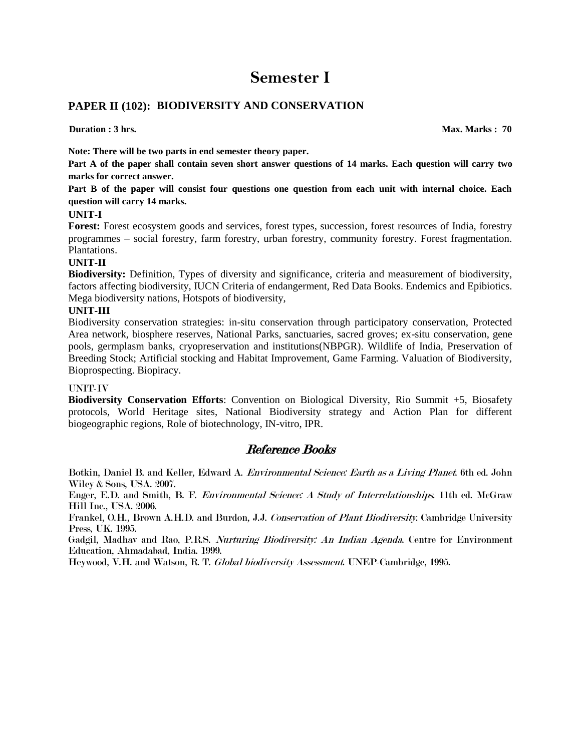# Semester I

## PAPER II (102): BIODIVERSITY AND CONSERVATION

**Duration : 3 hrs.** **Max. Marks : 70**

**Note: There will be two parts in end semester theory paper.**

**Part A of the paper shall contain seven short answer questions of 14 marks. Each question will carry two marks for correct answer.**

**Part B of the paper will consist four questions one question from each unit with internal choice. Each question will carry 14 marks.**

**UNIT-I**

**Forest:** Forest ecosystem goods and services, forest types, succession, forest resources of India, forestry programmes – social forestry, farm forestry, urban forestry, community forestry. Forest fragmentation. Plantations.

**UNIT-II**

**Biodiversity:** Definition, Types of diversity and significance, criteria and measurement of biodiversity, factors affecting biodiversity, IUCN Criteria of endangerment, Red Data Books. Endemics and Epibiotics. Mega biodiversity nations, Hotspots of biodiversity,

**UNIT-III**

Biodiversity conservation strategies: in-situ conservation through participatory conservation, Protected Area network, biosphere reserves, National Parks, sanctuaries, sacred groves; ex-situ conservation, gene pools, germplasm banks, cryopreservation and institutions(NBPGR). Wildlife of India, Preservation of Breeding Stock; Artificial stocking and Habitat Improvement, Game Farming. Valuation of Biodiversity, Bioprospecting. Biopiracy.

UNIT-IV

**Biodiversity Conservation Efforts**: Convention on Biological Diversity, Rio Summit +5, Biosafety protocols, World Heritage sites, National Biodiversity strategy and Action Plan for different biogeographic regions, Role of biotechnology, IN-vitro, IPR.

## *Reference Books*

Botkin, Daniel B. and Keller, Edward A. *Environmental Science: Earth as a Living Planet*. 6th ed. John Wiley & Sons, USA. 2007.

Enger, E.D. and Smith, B. F. *Environmental Science: A Study of Interrelationships*. 11th ed. McGraw Hill Inc., USA. 2006.

Frankel, O.H., Brown A.H.D. and Burdon, J.J. *Conservation of Plant Biodiversity*. Cambridge University Press, UK. 1995.

Gadgil, Madhav and Rao, P.R.S. *Nurturing Biodiversity: An Indian Agenda*. Centre for Environment Education, Ahmadabad, India. 1999.

Heywood, V.H. and Watson, R. T. *Global biodiversity Assessment*. UNEP-Cambridge, 1995.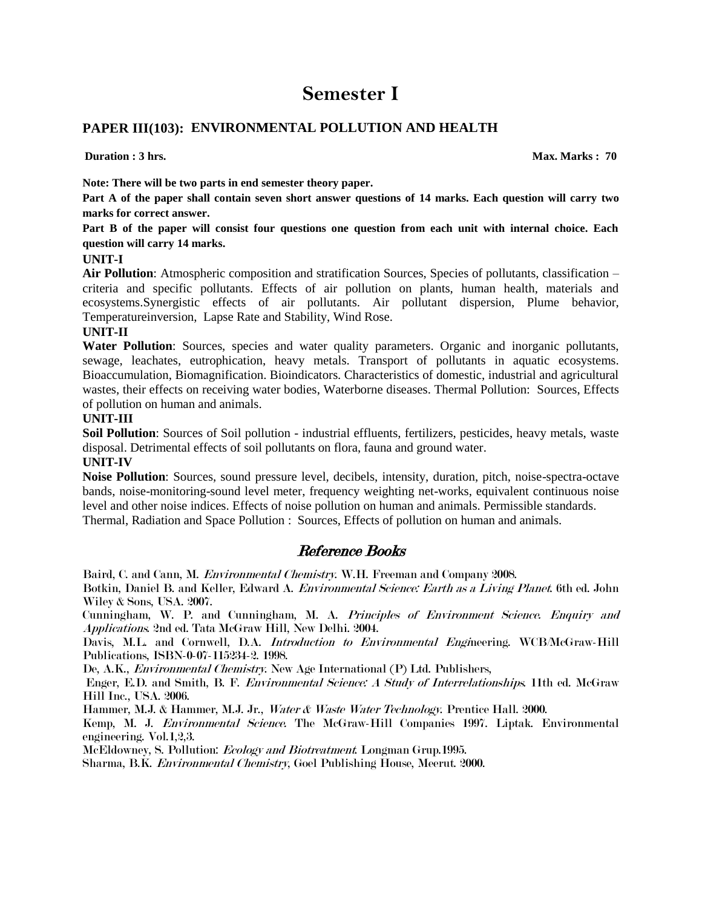# Semester I

## PAPER III(103): ENVIRONMENTAL POLLUTION AND HEALTH

**Duration : 3 hrs.** **Max. Marks : 70**

**Note: There will be two parts in end semester theory paper.**

**Part A of the paper shall contain seven short answer questions of 14 marks. Each question will carry two marks for correct answer.**

**Part B of the paper will consist four questions one question from each unit with internal choice. Each question will carry 14 marks.**

**UNIT-I**

**Air Pollution**: Atmospheric composition and stratification Sources, Species of pollutants, classification – criteria and specific pollutants. Effects of air pollution on plants, human health, materials and ecosystems.Synergistic effects of air pollutants. Air pollutant dispersion, Plume behavior, Temperatureinversion, Lapse Rate and Stability, Wind Rose.

**UNIT-II**

**Water Pollution**: Sources, species and water quality parameters. Organic and inorganic pollutants, sewage, leachates, eutrophication, heavy metals. Transport of pollutants in aquatic ecosystems. Bioaccumulation, Biomagnification. Bioindicators. Characteristics of domestic, industrial and agricultural wastes, their effects on receiving water bodies, Waterborne diseases. Thermal Pollution: Sources, Effects of pollution on human and animals.

**UNIT-III**

**Soil Pollution**: Sources of Soil pollution - industrial effluents, fertilizers, pesticides, heavy metals, waste disposal. Detrimental effects of soil pollutants on flora, fauna and ground water.

**UNIT-IV**

**Noise Pollution**: Sources, sound pressure level, decibels, intensity, duration, pitch, noise-spectra-octave bands, noise-monitoring-sound level meter, frequency weighting net-works, equivalent continuous noise level and other noise indices. Effects of noise pollution on human and animals. Permissible standards.
Thermal, Radiation and Space Pollution : Sources, Effects of pollution on human and animals.

## *Reference Books*

Baird, C. and Cann, M. *Environmental Chemistry.* W.H. Freeman and Company 2008.

Botkin, Daniel B. and Keller, Edward A. *Environmental Science: Earth as a Living Planet.* 6th ed. John Wiley & Sons, USA. 2007.

Cunningham, W. P. and Cunningham, M. A. *Principles of Environment Science. Enquiry and Applications.* 2nd ed. Tata McGraw Hill, New Delhi. 2004.

Davis, M.L. and Cornwell, D.A. *Introduction to Environmental Engi*neering. WCB/McGraw-Hill Publications, ISBN-0-07-115234-2. 1998.

De, A.K., *Environmental Chemistry.* New Age International (P) Ltd. Publishers,

Enger, E.D. and Smith, B. F. *Environmental Science: A Study of Interrelationships.* 11th ed. McGraw Hill Inc., USA. 2006.

Hammer, M.J. & Hammer, M.J. Jr., *Water & Waste Water Technology.* Prentice Hall. 2000.

Kemp, M. J. *Environmental Science.* The McGraw-Hill Companies 1997. Liptak. Environmental engineering. Vol.1,2,3.

McEldowney, S. Pollution: *Ecology and Biotreatment.* Longman Grup.1995.

Sharma, B.K. *Environmental Chemistry*, Goel Publishing House, Meerut. 2000.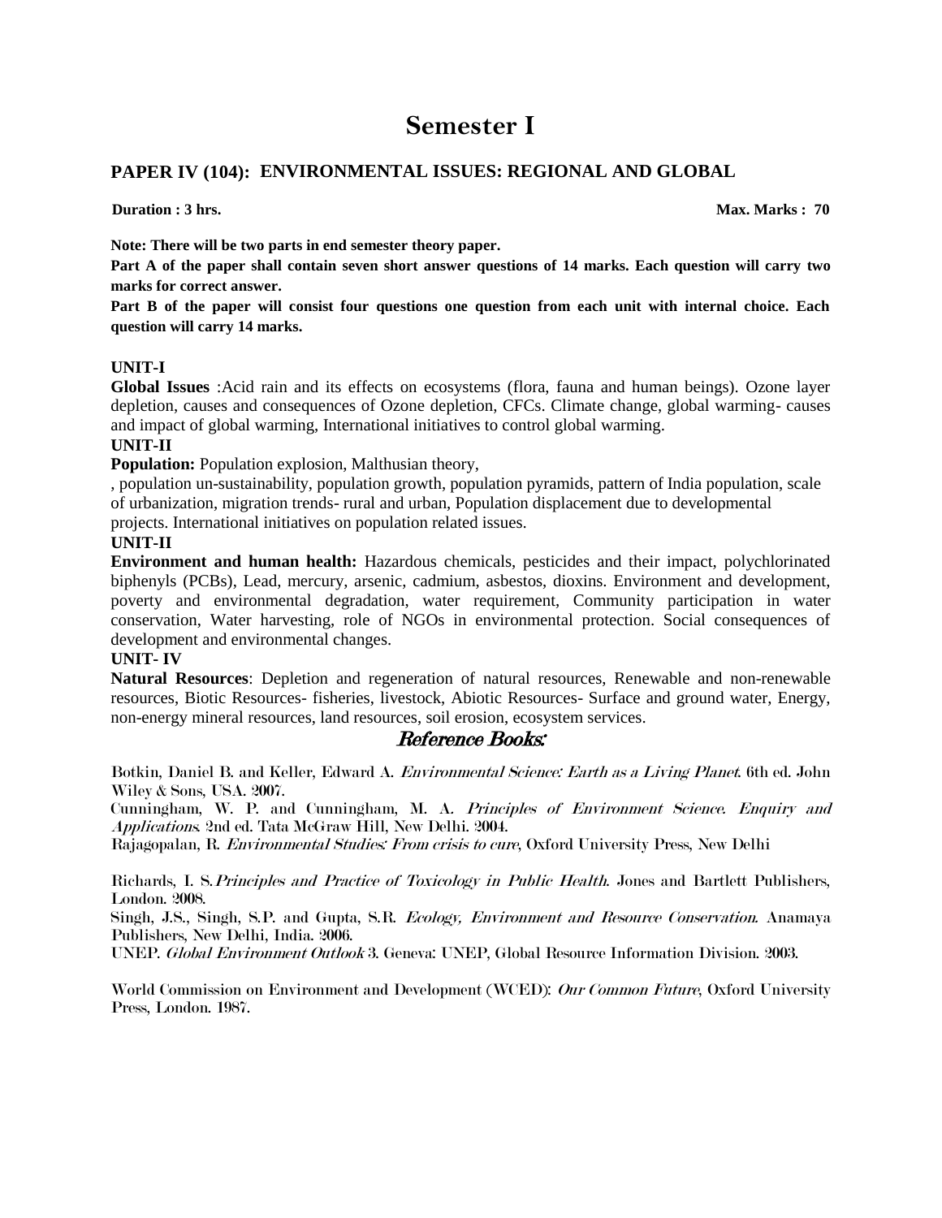# Semester I

## PAPER IV (104): ENVIRONMENTAL ISSUES: REGIONAL AND GLOBAL

**Duration : 3 hrs.** **Max. Marks : 70**

**Note: There will be two parts in end semester theory paper.**

**Part A of the paper shall contain seven short answer questions of 14 marks. Each question will carry two marks for correct answer.**

**Part B of the paper will consist four questions one question from each unit with internal choice. Each question will carry 14 marks.**

**UNIT-I**

**Global Issues** :Acid rain and its effects on ecosystems (flora, fauna and human beings). Ozone layer depletion, causes and consequences of Ozone depletion, CFCs. Climate change, global warming- causes and impact of global warming, International initiatives to control global warming.

**UNIT-II**

**Population:** Population explosion, Malthusian theory,

, population un-sustainability, population growth, population pyramids, pattern of India population, scale of urbanization, migration trends- rural and urban, Population displacement due to developmental projects. International initiatives on population related issues.

**UNIT-II**

**Environment and human health:** Hazardous chemicals, pesticides and their impact, polychlorinated biphenyls (PCBs), Lead, mercury, arsenic, cadmium, asbestos, dioxins. Environment and development, poverty and environmental degradation, water requirement, Community participation in water conservation, Water harvesting, role of NGOs in environmental protection. Social consequences of development and environmental changes.

**UNIT- IV**

**Natural Resources**: Depletion and regeneration of natural resources, Renewable and non-renewable resources, Biotic Resources- fisheries, livestock, Abiotic Resources- Surface and ground water, Energy, non-energy mineral resources, land resources, soil erosion, ecosystem services.

### *Reference Books:*

Botkin, Daniel B. and Keller, Edward A. *Environmental Science: Earth as a Living Planet*. 6th ed. John Wiley & Sons, USA. 2007.

Cunningham, W. P. and Cunningham, M. A. *Principles of Environment Science. Enquiry and Applications*. 2nd ed. Tata McGraw Hill, New Delhi. 2004.

Rajagopalan, R. *Environmental Studies: From crisis to cure*, Oxford University Press, New Delhi

Richards, I. S. *Principles and Practice of Toxicology in Public Health*. Jones and Bartlett Publishers, London. 2008.

Singh, J.S., Singh, S.P. and Gupta, S.R. *Ecology, Environment and Resource Conservation*. Anamaya Publishers, New Delhi, India. 2006.

UNEP. *Global Environment Outlook* 3. Geneva: UNEP, Global Resource Information Division. 2003.

World Commission on Environment and Development (WCED): *Our Common Future*, Oxford University Press, London. 1987.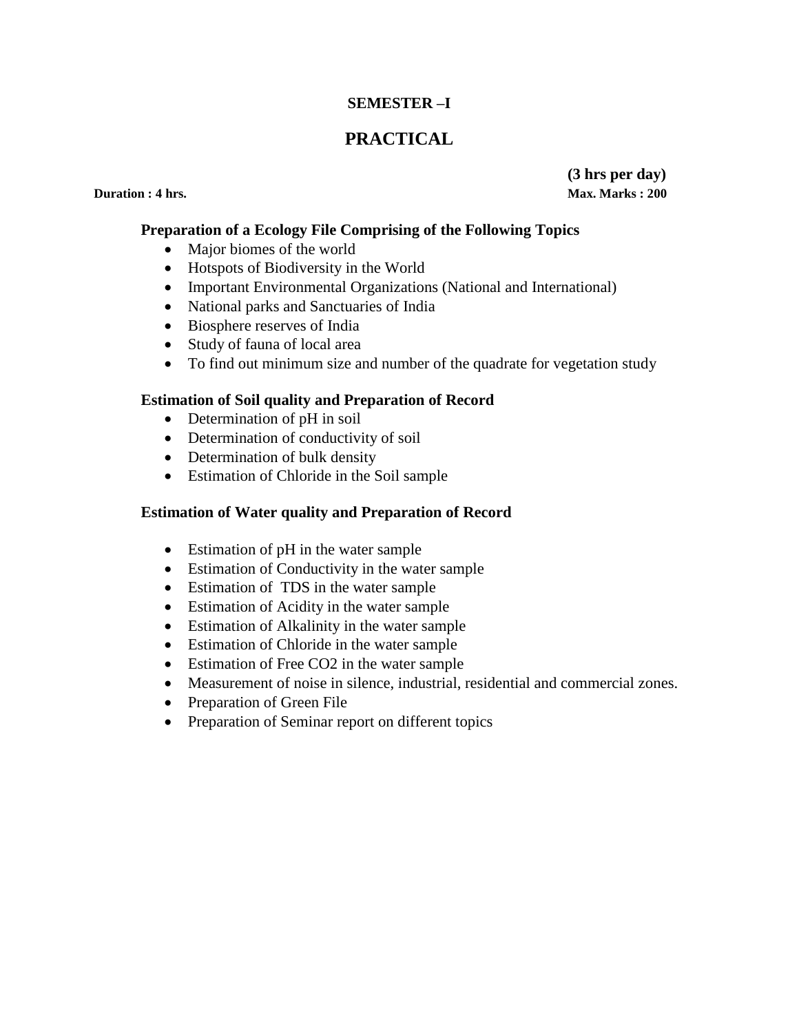**SEMESTER –I**

## PRACTICAL

**(3 hrs per day)**

**Duration : 4 hrs.** **Max. Marks : 200**

**Preparation of a Ecology File Comprising of the Following Topics**

- Major biomes of the world
- Hotspots of Biodiversity in the World
- Important Environmental Organizations (National and International)
- National parks and Sanctuaries of India
- Biosphere reserves of India
- Study of fauna of local area
- To find out minimum size and number of the quadrate for vegetation study

**Estimation of Soil quality and Preparation of Record**

- Determination of pH in soil
- Determination of conductivity of soil
- Determination of bulk density
- Estimation of Chloride in the Soil sample

**Estimation of Water quality and Preparation of Record**

- Estimation of pH in the water sample
- Estimation of Conductivity in the water sample
- Estimation of TDS in the water sample
- Estimation of Acidity in the water sample
- Estimation of Alkalinity in the water sample
- Estimation of Chloride in the water sample
- Estimation of Free $CO_2$ in the water sample
- Measurement of noise in silence, industrial, residential and commercial zones.
- Preparation of Green File
- Preparation of Seminar report on different topics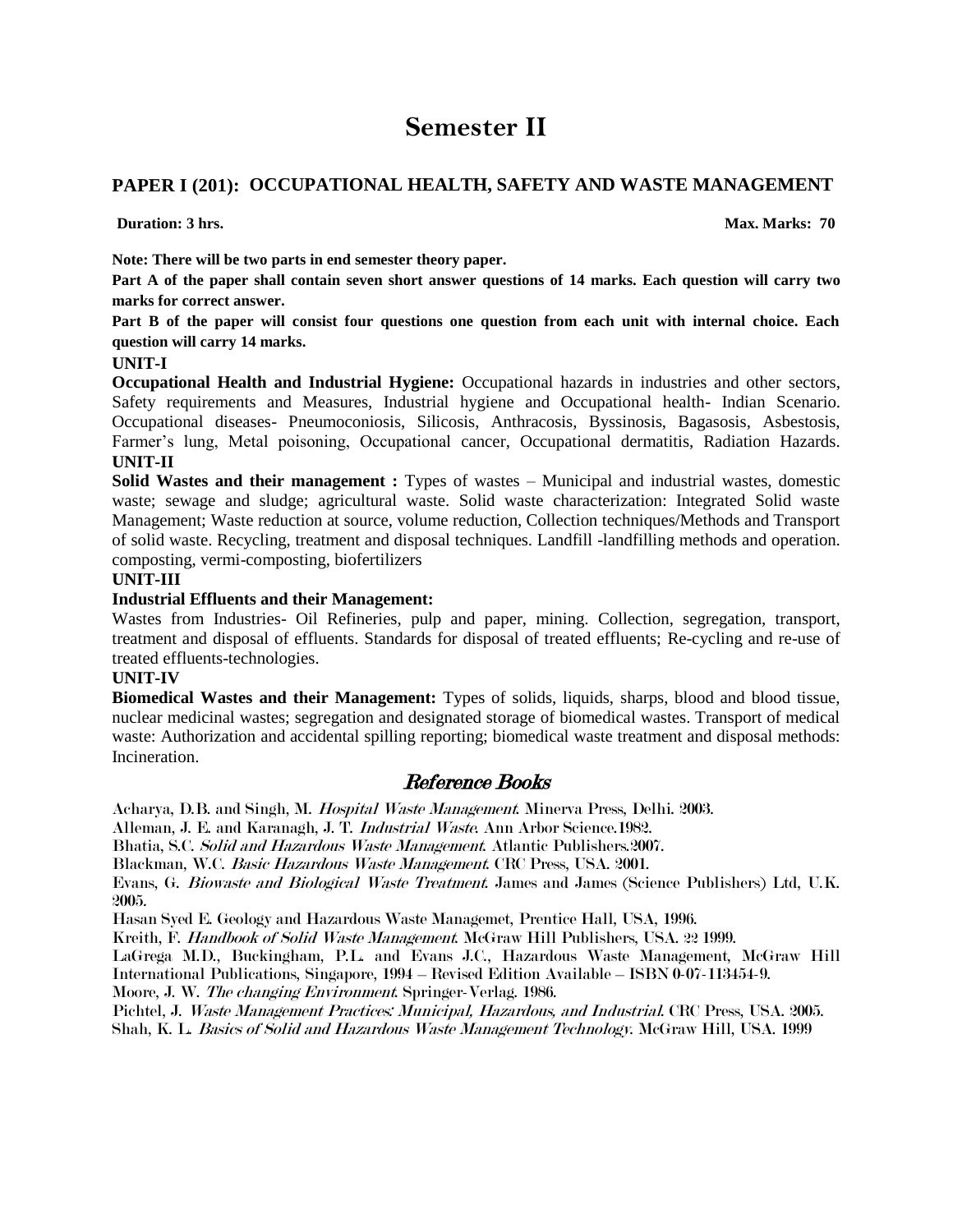# Semester II

## PAPER I (201): OCCUPATIONAL HEALTH, SAFETY AND WASTE MANAGEMENT

**Duration: 3 hrs.** **Max. Marks: 70**

**Note: There will be two parts in end semester theory paper.**

**Part A of the paper shall contain seven short answer questions of 14 marks. Each question will carry two marks for correct answer.**

**Part B of the paper will consist four questions one question from each unit with internal choice. Each question will carry 14 marks.**

**UNIT-I**

**Occupational Health and Industrial Hygiene:** Occupational hazards in industries and other sectors, Safety requirements and Measures, Industrial hygiene and Occupational health- Indian Scenario. Occupational diseases- Pneumoconiosis, Silicosis, Anthracosis, Byssinosis, Bagasosis, Asbestosis, Farmer's lung, Metal poisoning, Occupational cancer, Occupational dermatitis, Radiation Hazards.

**UNIT-II**

**Solid Wastes and their management :** Types of wastes – Municipal and industrial wastes, domestic waste; sewage and sludge; agricultural waste. Solid waste characterization: Integrated Solid waste Management; Waste reduction at source, volume reduction, Collection techniques/Methods and Transport of solid waste. Recycling, treatment and disposal techniques. Landfill -landfilling methods and operation. composting, vermi-composting, biofertilizers

**UNIT-III**

**Industrial Effluents and their Management:**

Wastes from Industries- Oil Refineries, pulp and paper, mining. Collection, segregation, transport, treatment and disposal of effluents. Standards for disposal of treated effluents; Re-cycling and re-use of treated effluents-technologies.

**UNIT-IV**

**Biomedical Wastes and their Management:** Types of solids, liquids, sharps, blood and blood tissue, nuclear medicinal wastes; segregation and designated storage of biomedical wastes. Transport of medical waste: Authorization and accidental spilling reporting; biomedical waste treatment and disposal methods: Incineration.

## *Reference Books*

Acharya, D.B. and Singh, M. *Hospital Waste Management*. Minerva Press, Delhi. 2003.

Alleman, J. E. and Karanagh, J. T. *Industrial Waste*. Ann Arbor Science.1982.

Bhatia, S.C. *Solid and Hazardous Waste Management*. Atlantic Publishers.2007.

Blackman, W.C. *Basic Hazardous Waste Management*. CRC Press, USA. 2001.

Evans, G. *Biowaste and Biological Waste Treatment*. James and James (Science Publishers) Ltd, U.K. 2005.

Hasan Syed E. Geology and Hazardous Waste Managemet, Prentice Hall, USA, 1996.

Kreith, F. *Handbook of Solid Waste Management*. McGraw Hill Publishers, USA. 22 1999.

LaGrega M.D., Buckingham, P.L. and Evans J.C., Hazardous Waste Management, McGraw Hill International Publications, Singapore, 1994 – Revised Edition Available – ISBN 0-07-113454-9.

Moore, J. W. *The changing Environment*. Springer-Verlag. 1986.

Pichtel, J. *Waste Management Practices: Municipal, Hazardous, and Industrial*. CRC Press, USA. 2005.

Shah, K. L. *Basics of Solid and Hazardous Waste Management Technology*. McGraw Hill, USA. 1999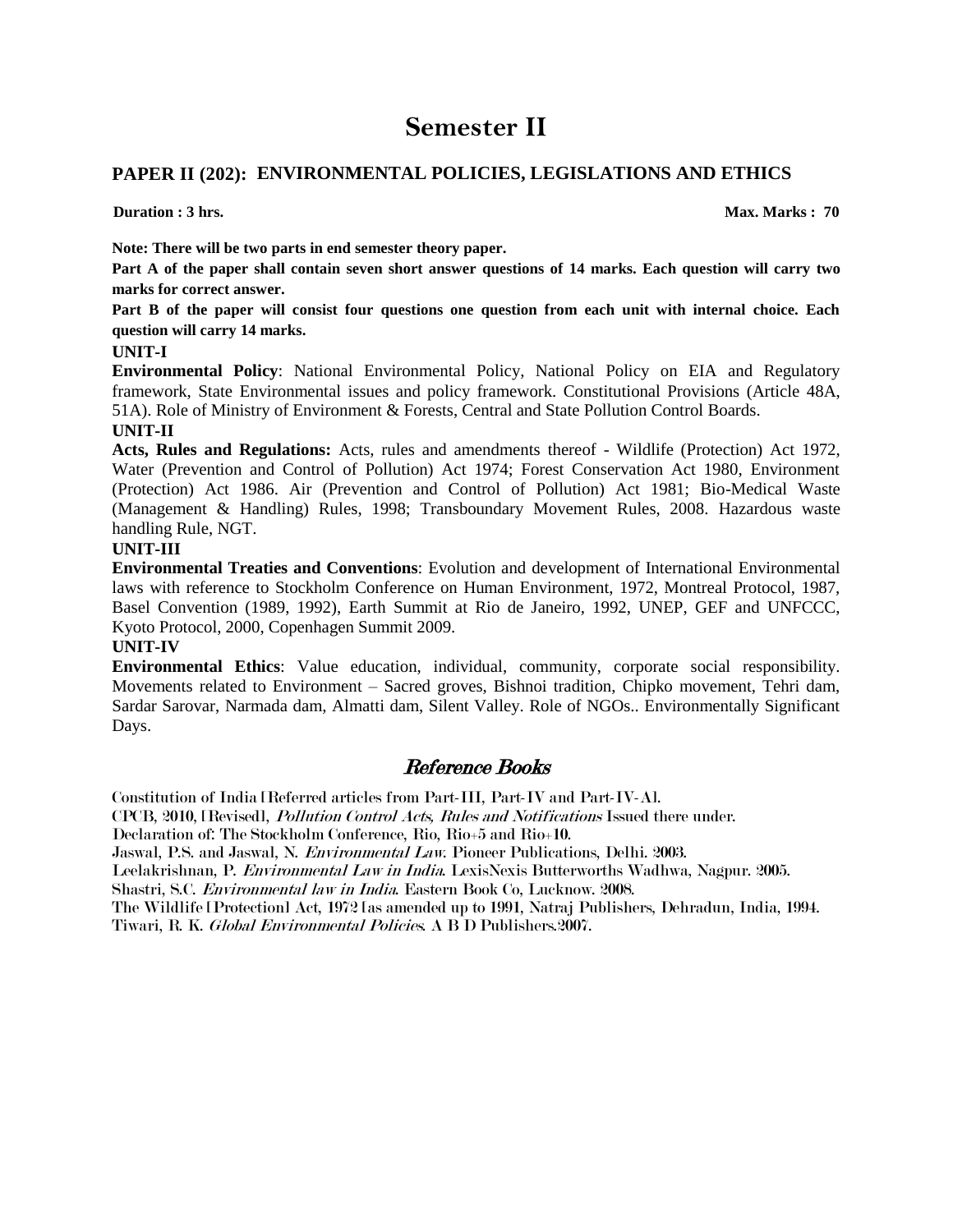# Semester II

## PAPER II (202): ENVIRONMENTAL POLICIES, LEGISLATIONS AND ETHICS

**Duration : 3 hrs.** **Max. Marks : 70**

**Note: There will be two parts in end semester theory paper.**

**Part A of the paper shall contain seven short answer questions of 14 marks. Each question will carry two marks for correct answer.**

**Part B of the paper will consist four questions one question from each unit with internal choice. Each question will carry 14 marks.**

**UNIT-I**

**Environmental Policy**: National Environmental Policy, National Policy on EIA and Regulatory framework, State Environmental issues and policy framework. Constitutional Provisions (Article 48A, 51A). Role of Ministry of Environment & Forests, Central and State Pollution Control Boards.

**UNIT-II**

**Acts, Rules and Regulations:** Acts, rules and amendments thereof - Wildlife (Protection) Act 1972, Water (Prevention and Control of Pollution) Act 1974; Forest Conservation Act 1980, Environment (Protection) Act 1986. Air (Prevention and Control of Pollution) Act 1981; Bio-Medical Waste (Management & Handling) Rules, 1998; Transboundary Movement Rules, 2008. Hazardous waste handling Rule, NGT.

**UNIT-III**

**Environmental Treaties and Conventions**: Evolution and development of International Environmental laws with reference to Stockholm Conference on Human Environment, 1972, Montreal Protocol, 1987, Basel Convention (1989, 1992), Earth Summit at Rio de Janeiro, 1992, UNEP, GEF and UNFCCC, Kyoto Protocol, 2000, Copenhagen Summit 2009.

**UNIT-IV**

**Environmental Ethics**: Value education, individual, community, corporate social responsibility. Movements related to Environment – Sacred groves, Bishnoi tradition, Chipko movement, Tehri dam, Sardar Sarovar, Narmada dam, Almatti dam, Silent Valley. Role of NGOs.. Environmentally Significant Days.

## *Reference Books*

Constitution of India [Referred articles from Part-III, Part-IV and Part-IV-A].

CPCB, 2010, [Revised], *Pollution Control Acts, Rules and Notifications* Issued there under.

Declaration of: The Stockholm Conference, Rio, Rio+5 and Rio+10.

Jaswal, P.S. and Jaswal, N. *Environmental Law*. Pioneer Publications, Delhi. 2003.

Leelakrishnan, P. *Environmental Law in India*. LexisNexis Butterworths Wadhwa, Nagpur. 2005.

Shastri, S.C. *Environmental law in India*. Eastern Book Co, Lucknow. 2008.

The Wildlife [Protection] Act, 1972 [as amended up to 1991, Natraj Publishers, Dehradun, India, 1994.

Tiwari, R. K. *Global Environmental Policies*. A B D Publishers.2007.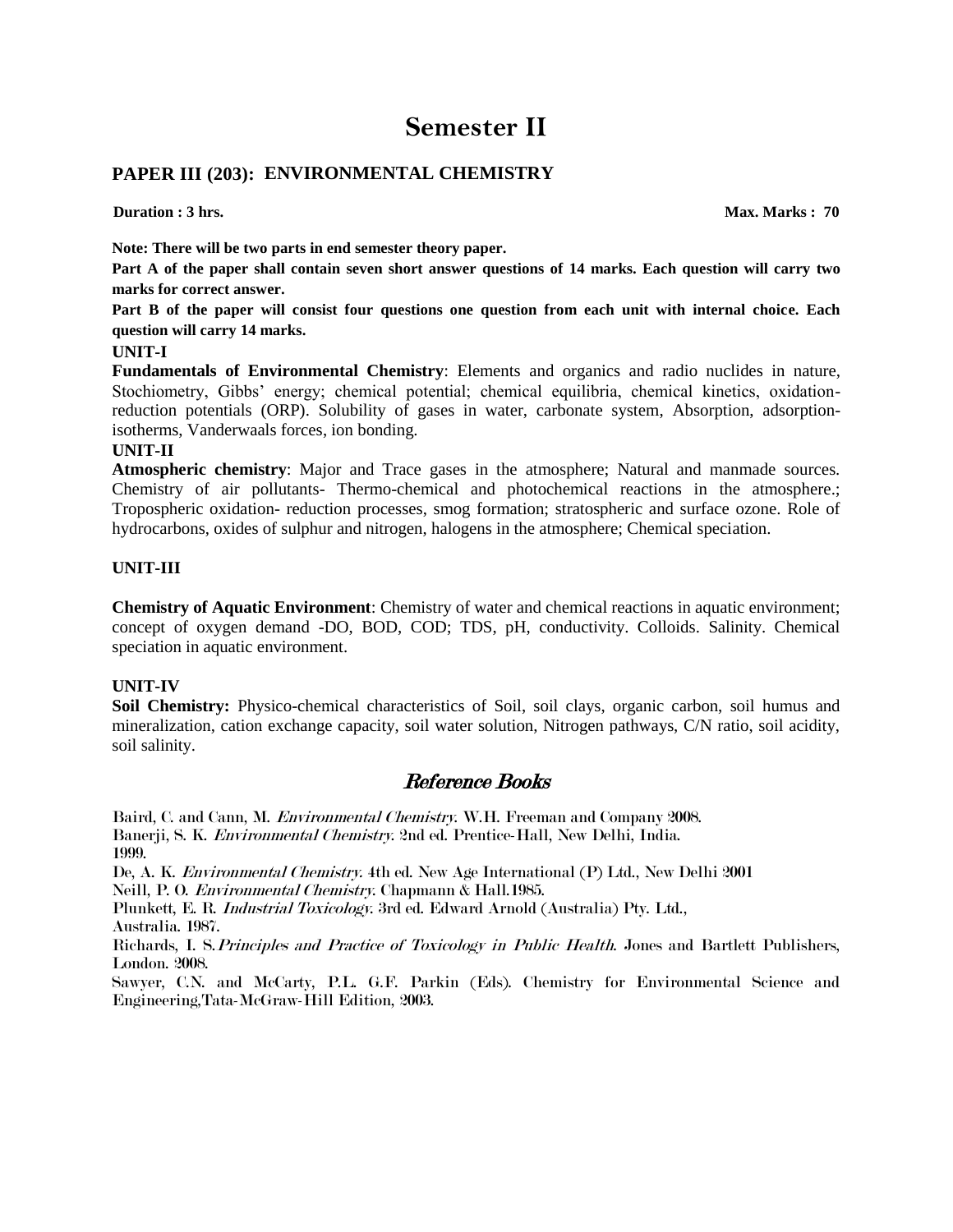# Semester II

## PAPER III (203): ENVIRONMENTAL CHEMISTRY

**Duration : 3 hrs.** **Max. Marks : 70**

**Note: There will be two parts in end semester theory paper.**

**Part A of the paper shall contain seven short answer questions of 14 marks. Each question will carry two marks for correct answer.**

**Part B of the paper will consist four questions one question from each unit with internal choice. Each question will carry 14 marks.**

**UNIT-I**

**Fundamentals of Environmental Chemistry**: Elements and organics and radio nuclides in nature, Stochiometry, Gibbs' energy; chemical potential; chemical equilibria, chemical kinetics, oxidation-reduction potentials (ORP). Solubility of gases in water, carbonate system, Absorption, adsorption-isotherms, Vanderwaals forces, ion bonding.

**UNIT-II**

**Atmospheric chemistry**: Major and Trace gases in the atmosphere; Natural and manmade sources. Chemistry of air pollutants- Thermo-chemical and photochemical reactions in the atmosphere.; Tropospheric oxidation- reduction processes, smog formation; stratospheric and surface ozone. Role of hydrocarbons, oxides of sulphur and nitrogen, halogens in the atmosphere; Chemical speciation.

**UNIT-III**

**Chemistry of Aquatic Environment**: Chemistry of water and chemical reactions in aquatic environment; concept of oxygen demand -DO, BOD, COD; TDS, pH, conductivity. Colloids. Salinity. Chemical speciation in aquatic environment.

**UNIT-IV**

**Soil Chemistry:** Physico-chemical characteristics of Soil, soil clays, organic carbon, soil humus and mineralization, cation exchange capacity, soil water solution, Nitrogen pathways, C/N ratio, soil acidity, soil salinity.

## *Reference Books*

Baird, C. and Cann, M. *Environmental Chemistry*. W.H. Freeman and Company 2008.

Banerji, S. K. *Environmental Chemistry*. 2nd ed. Prentice-Hall, New Delhi, India. 1999.

De, A. K. *Environmental Chemistry*. 4th ed. New Age International (P) Ltd., New Delhi 2001

Neill, P. O. *Environmental Chemistry*. Chapmann & Hall.1985.

Plunkett, E. R. *Industrial Toxicology*. 3rd ed. Edward Arnold (Australia) Pty. Ltd., Australia. 1987.

Richards, I. S. *Principles and Practice of Toxicology in Public Health*. Jones and Bartlett Publishers, London. 2008.

Sawyer, C.N. and McCarty, P.L. G.F. Parkin (Eds). Chemistry for Environmental Science and Engineering,Tata-McGraw-Hill Edition, 2003.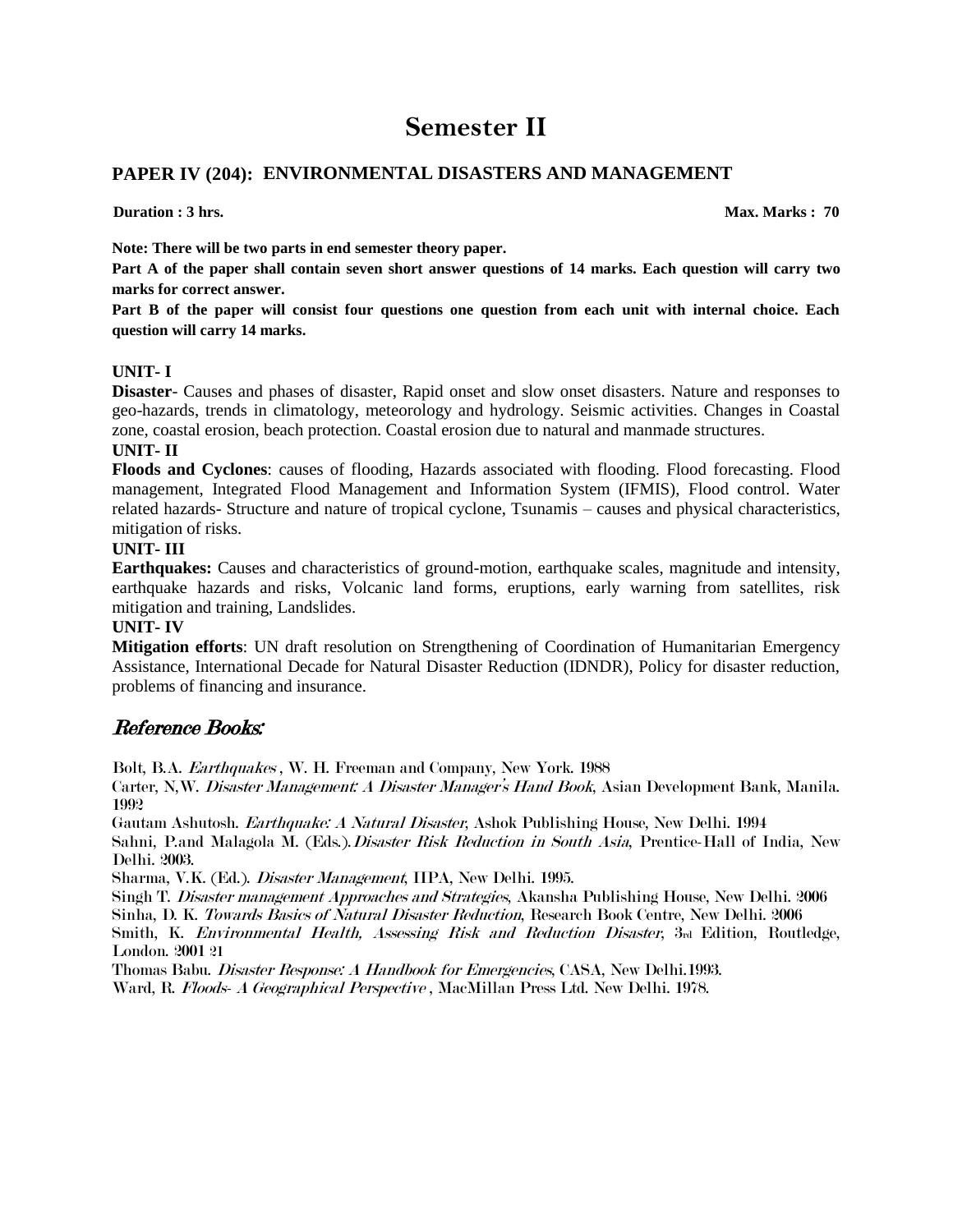# Semester II

## PAPER IV (204): ENVIRONMENTAL DISASTERS AND MANAGEMENT

**Duration : 3 hrs.** **Max. Marks : 70**

**Note: There will be two parts in end semester theory paper.**

**Part A of the paper shall contain seven short answer questions of 14 marks. Each question will carry two marks for correct answer.**

**Part B of the paper will consist four questions one question from each unit with internal choice. Each question will carry 14 marks.**

**UNIT- I**

**Disaster**- Causes and phases of disaster, Rapid onset and slow onset disasters. Nature and responses to geo-hazards, trends in climatology, meteorology and hydrology. Seismic activities. Changes in Coastal zone, coastal erosion, beach protection. Coastal erosion due to natural and manmade structures.

**UNIT- II**

**Floods and Cyclones**: causes of flooding, Hazards associated with flooding. Flood forecasting. Flood management, Integrated Flood Management and Information System (IFMIS), Flood control. Water related hazards- Structure and nature of tropical cyclone, Tsunamis – causes and physical characteristics, mitigation of risks.

**UNIT- III**

**Earthquakes:** Causes and characteristics of ground-motion, earthquake scales, magnitude and intensity, earthquake hazards and risks, Volcanic land forms, eruptions, early warning from satellites, risk mitigation and training, Landslides.

**UNIT- IV**

**Mitigation efforts**: UN draft resolution on Strengthening of Coordination of Humanitarian Emergency Assistance, International Decade for Natural Disaster Reduction (IDNDR), Policy for disaster reduction, problems of financing and insurance.

## *Reference Books:*

Bolt, B.A. *Earthquakes* , W. H. Freeman and Company, New York. 1988

Carter, N,W. *Disaster Management: A Disaster Manager's Hand Book*, Asian Development Bank, Manila. 1992

Gautam Ashutosh. *Earthquake: A Natural Disaster*, Ashok Publishing House, New Delhi. 1994

Sahni, P.and Malagola M. (Eds.). *Disaster Risk Reduction in South Asia*, Prentice-Hall of India, New Delhi. 2003.

Sharma, V.K. (Ed.). *Disaster Management*, IIPA, New Delhi. 1995.

Singh T. *Disaster management Approaches and Strategies*, Akansha Publishing House, New Delhi. 2006

Sinha, D. K. *Towards Basics of Natural Disaster Reduction*, Research Book Centre, New Delhi. 2006

Smith, K. *Environmental Health, Assessing Risk and Reduction Disaster*, 3rd Edition, Routledge, London. 2001 21

Thomas Babu. *Disaster Response: A Handbook for Emergencies*, CASA, New Delhi.1993.

Ward, R. *Floods- A Geographical Perspective* , MacMillan Press Ltd. New Delhi. 1978.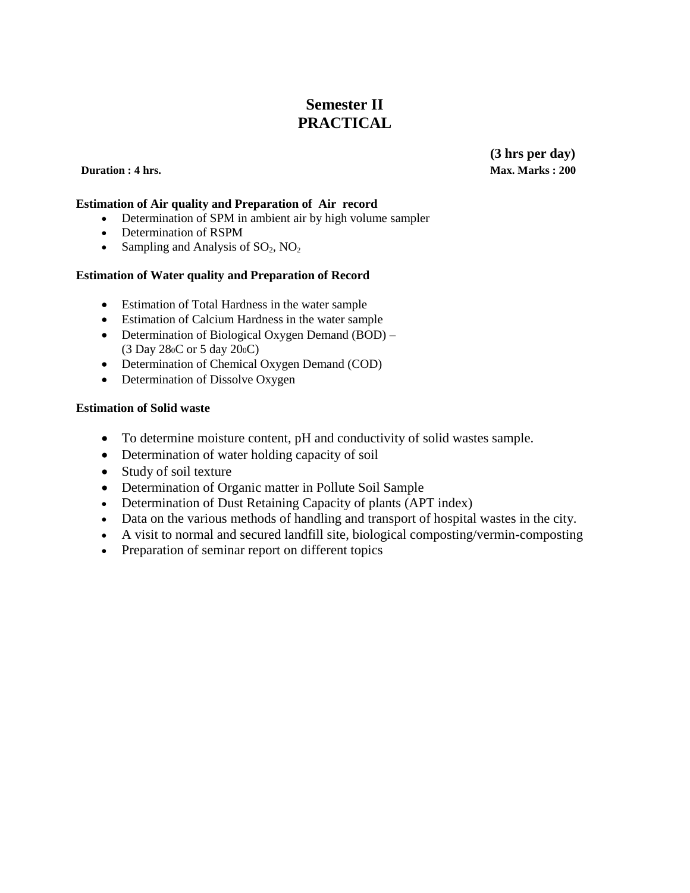# Semester II
# PRACTICAL

**(3 hrs per day)**

**Duration : 4 hrs.** **Max. Marks : 200**

**Estimation of Air quality and Preparation of Air record**

- Determination of SPM in ambient air by high volume sampler
- Determination of RSPM
- Sampling and Analysis of $SO_2$, $NO_2$

**Estimation of Water quality and Preparation of Record**

- Estimation of Total Hardness in the water sample
- Estimation of Calcium Hardness in the water sample
- Determination of Biological Oxygen Demand (BOD) – (3 Day 28$_0$C or 5 day 20$_0$C)
- Determination of Chemical Oxygen Demand (COD)
- Determination of Dissolve Oxygen

**Estimation of Solid waste**

- To determine moisture content, pH and conductivity of solid wastes sample.
- Determination of water holding capacity of soil
- Study of soil texture
- Determination of Organic matter in Pollute Soil Sample
- Determination of Dust Retaining Capacity of plants (APT index)
- Data on the various methods of handling and transport of hospital wastes in the city.
- A visit to normal and secured landfill site, biological composting/vermin-composting
- Preparation of seminar report on different topics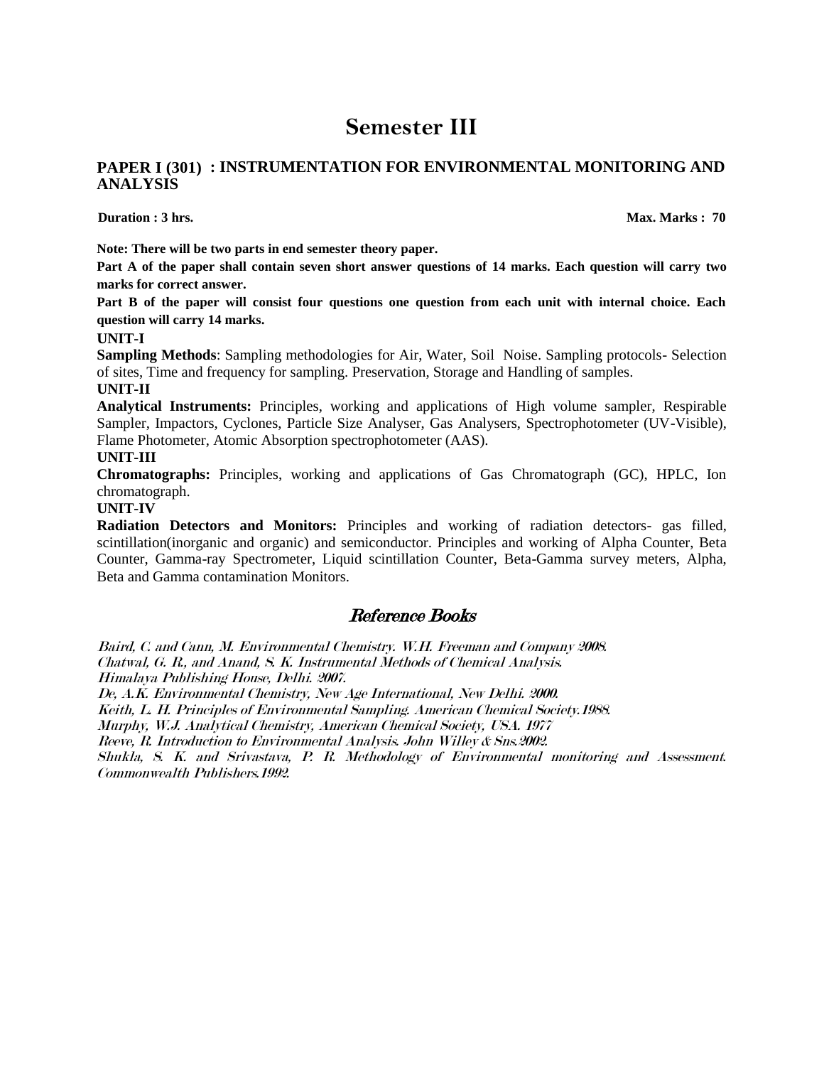# Semester III

## PAPER I (301) : INSTRUMENTATION FOR ENVIRONMENTAL MONITORING AND ANALYSIS

**Duration : 3 hrs.** **Max. Marks : 70**

**Note: There will be two parts in end semester theory paper.**

**Part A of the paper shall contain seven short answer questions of 14 marks. Each question will carry two marks for correct answer.**

**Part B of the paper will consist four questions one question from each unit with internal choice. Each question will carry 14 marks.**

**UNIT-I**

**Sampling Methods**: Sampling methodologies for Air, Water, Soil Noise. Sampling protocols- Selection of sites, Time and frequency for sampling. Preservation, Storage and Handling of samples.

**UNIT-II**

**Analytical Instruments:** Principles, working and applications of High volume sampler, Respirable Sampler, Impactors, Cyclones, Particle Size Analyser, Gas Analysers, Spectrophotometer (UV-Visible), Flame Photometer, Atomic Absorption spectrophotometer (AAS).

**UNIT-III**

**Chromatographs:** Principles, working and applications of Gas Chromatograph (GC), HPLC, Ion chromatograph.

**UNIT-IV**

**Radiation Detectors and Monitors:** Principles and working of radiation detectors- gas filled, scintillation(inorganic and organic) and semiconductor. Principles and working of Alpha Counter, Beta Counter, Gamma-ray Spectrometer, Liquid scintillation Counter, Beta-Gamma survey meters, Alpha, Beta and Gamma contamination Monitors.

## *Reference Books*

*Baird, C. and Cann, M. Environmental Chemistry. W.H. Freeman and Company 2008.*
*Chatwal, G. R., and Anand, S. K. Instrumental Methods of Chemical Analysis.*
*Himalaya Publishing House, Delhi. 2007.*
*De, A.K. Environmental Chemistry, New Age International, New Delhi. 2000.*
*Keith, L. H. Principles of Environmental Sampling. American Chemical Society.1988.*
*Murphy, W.J. Analytical Chemistry, American Chemical Society, USA. 1977*
*Reeve, R. Introduction to Environmental Analysis. John Willey & Sns.2002.*
*Shukla, S. K. and Srivastava, P. R. Methodology of Environmental monitoring and Assessment. Commonwealth Publishers.1992.*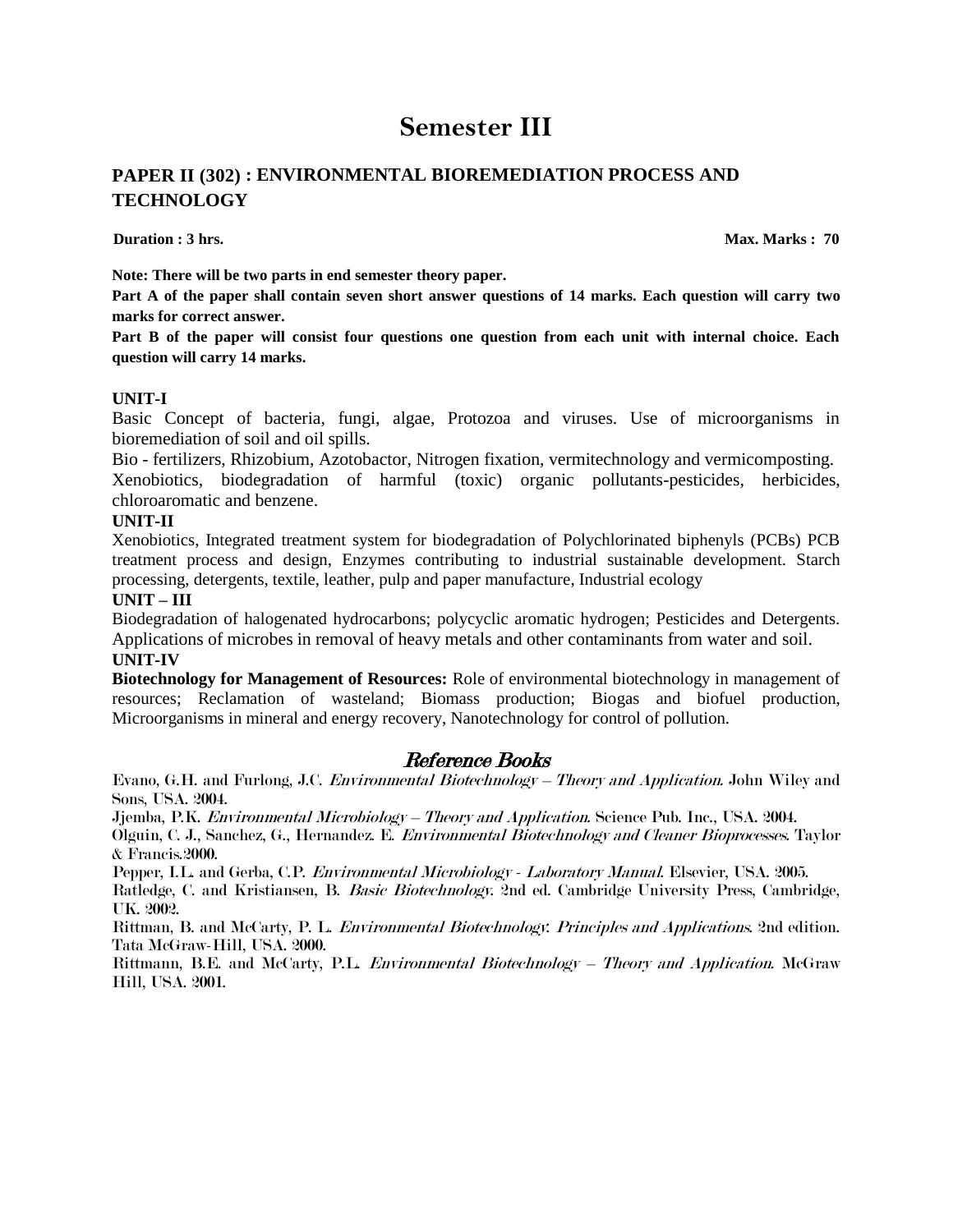# Semester III

## PAPER II (302) : ENVIRONMENTAL BIOREMEDIATION PROCESS AND TECHNOLOGY

**Duration : 3 hrs.** **Max. Marks : 70**

**Note: There will be two parts in end semester theory paper.**

**Part A of the paper shall contain seven short answer questions of 14 marks. Each question will carry two marks for correct answer.**

**Part B of the paper will consist four questions one question from each unit with internal choice. Each question will carry 14 marks.**

**UNIT-I**

Basic Concept of bacteria, fungi, algae, Protozoa and viruses. Use of microorganisms in bioremediation of soil and oil spills.

Bio - fertilizers, Rhizobium, Azotobactor, Nitrogen fixation, vermitechnology and vermicomposting.

Xenobiotics, biodegradation of harmful (toxic) organic pollutants-pesticides, herbicides, chloroaromatic and benzene.

**UNIT-II**

Xenobiotics, Integrated treatment system for biodegradation of Polychlorinated biphenyls (PCBs) PCB treatment process and design, Enzymes contributing to industrial sustainable development. Starch processing, detergents, textile, leather, pulp and paper manufacture, Industrial ecology

**UNIT – III**

Biodegradation of halogenated hydrocarbons; polycyclic aromatic hydrogen; Pesticides and Detergents. Applications of microbes in removal of heavy metals and other contaminants from water and soil.

**UNIT-IV**

**Biotechnology for Management of Resources:** Role of environmental biotechnology in management of resources; Reclamation of wasteland; Biomass production; Biogas and biofuel production, Microorganisms in mineral and energy recovery, Nanotechnology for control of pollution.

### *Reference Books*

Evano, G.H. and Furlong, J.C. *Environmental Biotechnology – Theory and Application*. John Wiley and Sons, USA. 2004.

Jjemba, P.K. *Environmental Microbiology – Theory and Application.* Science Pub. Inc., USA. 2004.

Olguin, C. J., Sanchez, G., Hernandez. E. *Environmental Biotechnology and Cleaner Bioprocesses*. Taylor & Francis.2000.

Pepper, I.L. and Gerba, C.P. *Environmental Microbiology - Laboratory Manual*. Elsevier, USA. 2005.

Ratledge, C. and Kristiansen, B. *Basic Biotechnology*. 2nd ed. Cambridge University Press, Cambridge, UK. 2002.

Rittman, B. and McCarty, P. L. *Environmental Biotechnology: Principles and Applications*. 2nd edition. Tata McGraw-Hill, USA. 2000.

Rittmann, B.E. and McCarty, P.L. *Environmental Biotechnology – Theory and Application.* McGraw Hill, USA. 2001.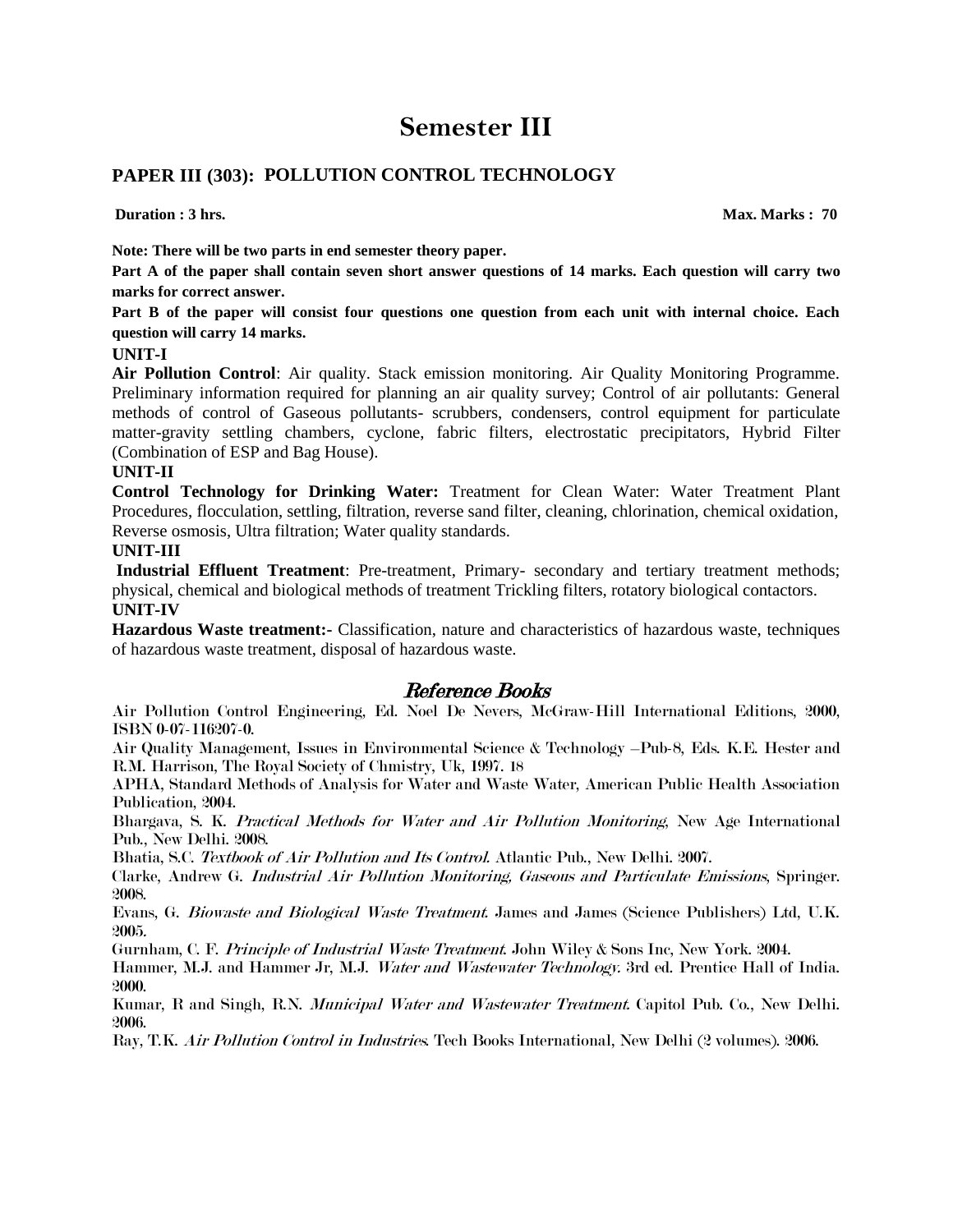# Semester III

## PAPER III (303): POLLUTION CONTROL TECHNOLOGY

**Duration : 3 hrs.** **Max. Marks : 70**

**Note: There will be two parts in end semester theory paper.**

**Part A of the paper shall contain seven short answer questions of 14 marks. Each question will carry two marks for correct answer.**

**Part B of the paper will consist four questions one question from each unit with internal choice. Each question will carry 14 marks.**

**UNIT-I**

**Air Pollution Control**: Air quality. Stack emission monitoring. Air Quality Monitoring Programme. Preliminary information required for planning an air quality survey; Control of air pollutants: General methods of control of Gaseous pollutants- scrubbers, condensers, control equipment for particulate matter-gravity settling chambers, cyclone, fabric filters, electrostatic precipitators, Hybrid Filter (Combination of ESP and Bag House).

**UNIT-II**

**Control Technology for Drinking Water:** Treatment for Clean Water: Water Treatment Plant Procedures, flocculation, settling, filtration, reverse sand filter, cleaning, chlorination, chemical oxidation, Reverse osmosis, Ultra filtration; Water quality standards.

**UNIT-III**

**Industrial Effluent Treatment**: Pre-treatment, Primary- secondary and tertiary treatment methods; physical, chemical and biological methods of treatment Trickling filters, rotatory biological contactors.

**UNIT-IV**

**Hazardous Waste treatment:-** Classification, nature and characteristics of hazardous waste, techniques of hazardous waste treatment, disposal of hazardous waste.

### *Reference Books*

Air Pollution Control Engineering, Ed. Noel De Nevers, McGraw-Hill International Editions, 2000, ISBN 0-07-116207-0.

Air Quality Management, Issues in Environmental Science & Technology –Pub-8, Eds. K.E. Hester and R.M. Harrison, The Royal Society of Chmistry, Uk, 1997. 18

APHA, Standard Methods of Analysis for Water and Waste Water, American Public Health Association Publication, 2004.

Bhargava, S. K. *Practical Methods for Water and Air Pollution Monitoring*, New Age International Pub., New Delhi. 2008.

Bhatia, S.C. *Textbook of Air Pollution and Its Control*. Atlantic Pub., New Delhi. 2007.

Clarke, Andrew G. *Industrial Air Pollution Monitoring, Gaseous and Particulate Emissions*, Springer. 2008.

Evans, G. *Biowaste and Biological Waste Treatment*. James and James (Science Publishers) Ltd, U.K. 2005.

Gurnham, C. F. *Principle of Industrial Waste Treatment*. John Wiley & Sons Inc, New York. 2004.

Hammer, M.J. and Hammer Jr, M.J. *Water and Wastewater Technology*. 3rd ed. Prentice Hall of India. 2000.

Kumar, R and Singh, R.N. *Municipal Water and Wastewater Treatment*. Capitol Pub. Co., New Delhi. 2006.

Ray, T.K. *Air Pollution Control in Industries*. Tech Books International, New Delhi (2 volumes). 2006.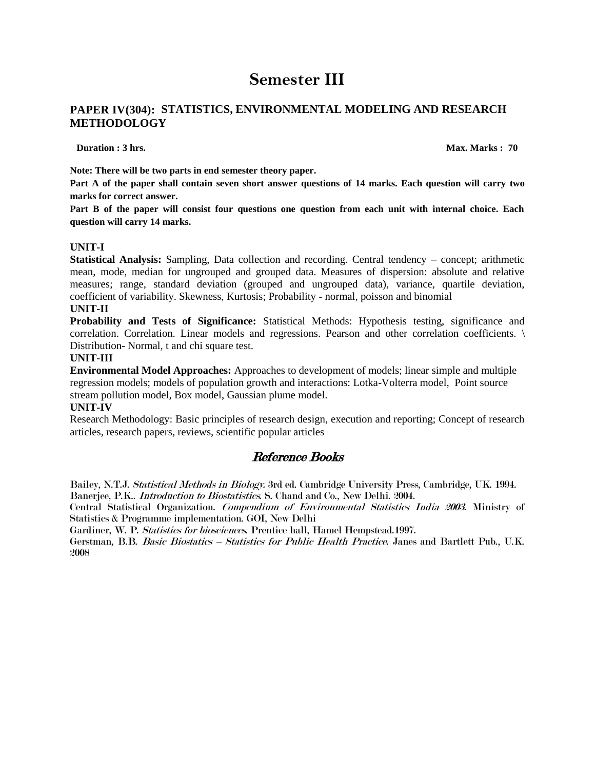# Semester III

## PAPER IV(304): STATISTICS, ENVIRONMENTAL MODELING AND RESEARCH METHODOLOGY

**Duration : 3 hrs.** **Max. Marks : 70**

**Note: There will be two parts in end semester theory paper.**

**Part A of the paper shall contain seven short answer questions of 14 marks. Each question will carry two marks for correct answer.**

**Part B of the paper will consist four questions one question from each unit with internal choice. Each question will carry 14 marks.**

**UNIT-I**

**Statistical Analysis:** Sampling, Data collection and recording. Central tendency – concept; arithmetic mean, mode, median for ungrouped and grouped data. Measures of dispersion: absolute and relative measures; range, standard deviation (grouped and ungrouped data), variance, quartile deviation, coefficient of variability. Skewness, Kurtosis; Probability - normal, poisson and binomial

**UNIT-II**

**Probability and Tests of Significance:** Statistical Methods: Hypothesis testing, significance and correlation. Correlation. Linear models and regressions. Pearson and other correlation coefficients. \ Distribution- Normal, t and chi square test.

**UNIT-III**

**Environmental Model Approaches:** Approaches to development of models; linear simple and multiple regression models; models of population growth and interactions: Lotka-Volterra model, Point source stream pollution model, Box model, Gaussian plume model.

**UNIT-IV**

Research Methodology: Basic principles of research design, execution and reporting; Concept of research articles, research papers, reviews, scientific popular articles

## *Reference Books*

Bailey, N.T.J. *Statistical Methods in Biology.* 3rd ed. Cambridge University Press, Cambridge, UK. 1994.
Banerjee, P.K.. *Introduction to Biostatistics.* S. Chand and Co., New Delhi. 2004.
Central Statistical Organization. *Compendium of Environmental Statistics India 2003.* Ministry of Statistics & Programme implementation. GOI, New Delhi
Gardiner, W. P. *Statistics for biosciences.* Prentice hall, Hamel Hempstead.1997.
Gerstman, B.B. *Basic Biostatics – Statistics for Public Health Practice.* Janes and Bartlett Pub., U.K. 2008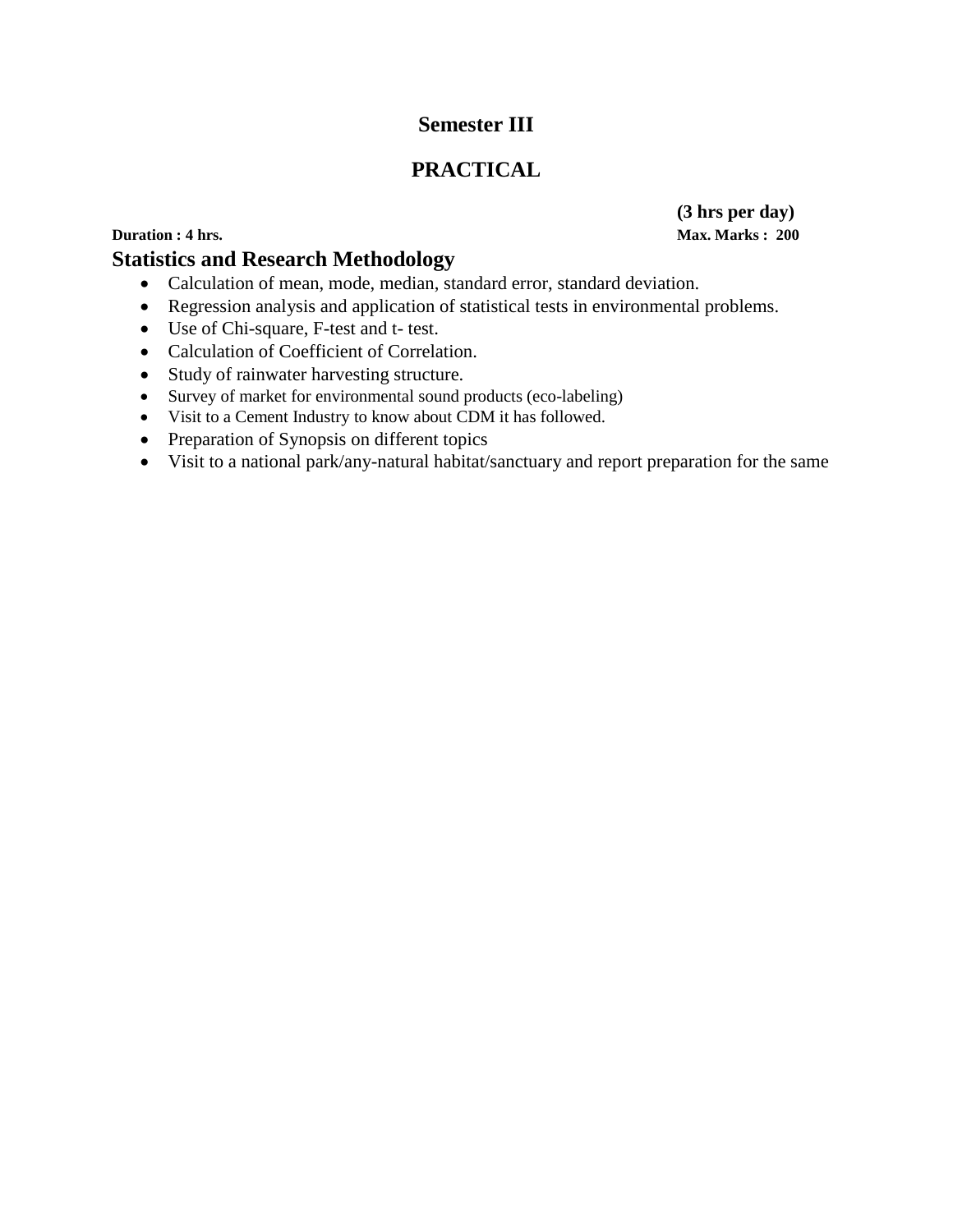## Semester III

## PRACTICAL

**(3 hrs per day)**

**Duration : 4 hrs.** **Max. Marks : 200**

### Statistics and Research Methodology

- Calculation of mean, mode, median, standard error, standard deviation.
- Regression analysis and application of statistical tests in environmental problems.
- Use of Chi-square, F-test and t- test.
- Calculation of Coefficient of Correlation.
- Study of rainwater harvesting structure.
- Survey of market for environmental sound products (eco-labeling)
- Visit to a Cement Industry to know about CDM it has followed.
- Preparation of Synopsis on different topics
- Visit to a national park/any-natural habitat/sanctuary and report preparation for the same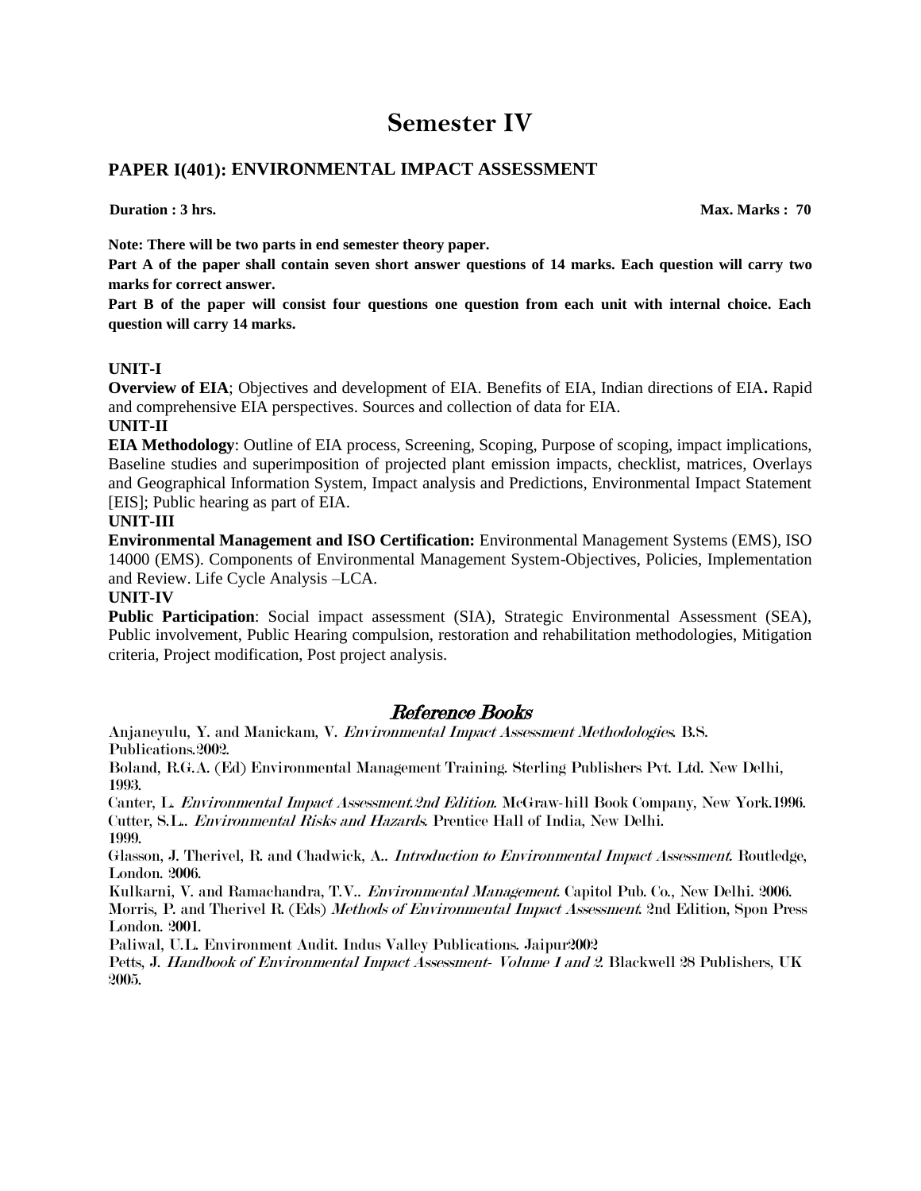# Semester IV

## PAPER I(401): ENVIRONMENTAL IMPACT ASSESSMENT

**Duration : 3 hrs.** **Max. Marks : 70**

**Note: There will be two parts in end semester theory paper.**

**Part A of the paper shall contain seven short answer questions of 14 marks. Each question will carry two marks for correct answer.**

**Part B of the paper will consist four questions one question from each unit with internal choice. Each question will carry 14 marks.**

**UNIT-I**

**Overview of EIA**; Objectives and development of EIA. Benefits of EIA, Indian directions of EIA**.** Rapid and comprehensive EIA perspectives. Sources and collection of data for EIA.

**UNIT-II**

**EIA Methodology**: Outline of EIA process, Screening, Scoping, Purpose of scoping, impact implications, Baseline studies and superimposition of projected plant emission impacts, checklist, matrices, Overlays and Geographical Information System, Impact analysis and Predictions, Environmental Impact Statement [EIS]; Public hearing as part of EIA.

**UNIT-III**

**Environmental Management and ISO Certification:** Environmental Management Systems (EMS), ISO 14000 (EMS). Components of Environmental Management System-Objectives, Policies, Implementation and Review. Life Cycle Analysis –LCA.

**UNIT-IV**

**Public Participation**: Social impact assessment (SIA), Strategic Environmental Assessment (SEA), Public involvement, Public Hearing compulsion, restoration and rehabilitation methodologies, Mitigation criteria, Project modification, Post project analysis.

## *Reference Books*

Anjaneyulu, Y. and Manickam, V. *Environmental Impact Assessment Methodologies*. B.S. Publications.2002.

Boland, R.G.A. (Ed) Environmental Management Training. Sterling Publishers Pvt. Ltd. New Delhi, 1993.

Canter, L. *Environmental Impact Assessment.2nd Edition*. McGraw-hill Book Company, New York.1996.

Cutter, S.L.. *Environmental Risks and Hazards*. Prentice Hall of India, New Delhi. 1999.

Glasson, J. Therivel, R. and Chadwick, A.. *Introduction to Environmental Impact Assessment*. Routledge, London. 2006.

Kulkarni, V. and Ramachandra, T.V.. *Environmental Management*. Capitol Pub. Co., New Delhi. 2006.

Morris, P. and Therivel R. (Eds) *Methods of Environmental Impact Assessment*. 2nd Edition, Spon Press London. 2001.

Paliwal, U.L. Environment Audit. Indus Valley Publications. Jaipur2002

Petts, J. *Handbook of Environmental Impact Assessment- Volume 1 and 2*. Blackwell 28 Publishers, UK 2005.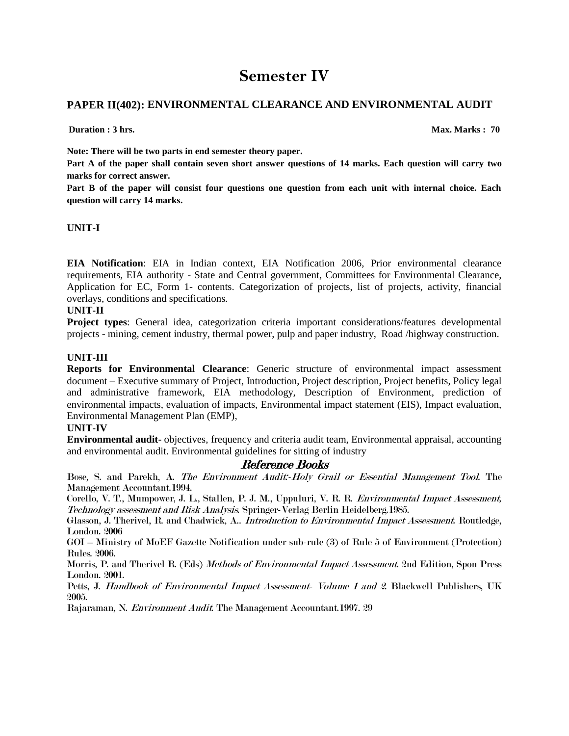# Semester IV

## PAPER II(402): ENVIRONMENTAL CLEARANCE AND ENVIRONMENTAL AUDIT

**Duration : 3 hrs.** **Max. Marks : 70**

**Note: There will be two parts in end semester theory paper.**

**Part A of the paper shall contain seven short answer questions of 14 marks. Each question will carry two marks for correct answer.**

**Part B of the paper will consist four questions one question from each unit with internal choice. Each question will carry 14 marks.**

**UNIT-I**

**EIA Notification**: EIA in Indian context, EIA Notification 2006, Prior environmental clearance requirements, EIA authority - State and Central government, Committees for Environmental Clearance, Application for EC, Form 1- contents. Categorization of projects, list of projects, activity, financial overlays, conditions and specifications.

**UNIT-II**

**Project types**: General idea, categorization criteria important considerations/features developmental projects - mining, cement industry, thermal power, pulp and paper industry, Road /highway construction.

**UNIT-III**

**Reports for Environmental Clearance**: Generic structure of environmental impact assessment document – Executive summary of Project, Introduction, Project description, Project benefits, Policy legal and administrative framework, EIA methodology, Description of Environment, prediction of environmental impacts, evaluation of impacts, Environmental impact statement (EIS), Impact evaluation, Environmental Management Plan (EMP),

**UNIT-IV**

**Environmental audit**- objectives, frequency and criteria audit team, Environmental appraisal, accounting and environmental audit. Environmental guidelines for sitting of industry

### *Reference Books*

Bose, S. and Parekh, A. *The Environment Audit:-Holy Grail or Essential Management Tool.* The Management Accountant.1994.

Corello, V. T., Mumpower, J. L., Stallen, P. J. M., Uppuluri, V. R. R. *Environmental Impact Assessment, Technology assessment and Risk Analysis.* Springer-Verlag Berlin Heidelberg.1985.

Glasson, J. Therivel, R. and Chadwick, A.. *Introduction to Environmental Impact Assessment.* Routledge, London. 2006

GOI – Ministry of MoEF Gazette Notification under sub-rule (3) of Rule 5 of Environment (Protection) Rules. 2006.

Morris, P. and Therivel R. (Eds) *Methods of Environmental Impact Assessment.* 2nd Edition, Spon Press London. 2001.

Petts, J. *Handbook of Environmental Impact Assessment- Volume 1 and 2.* Blackwell Publishers, UK 2005.

Rajaraman, N. *Environment Audit.* The Management Accountant.1997. 29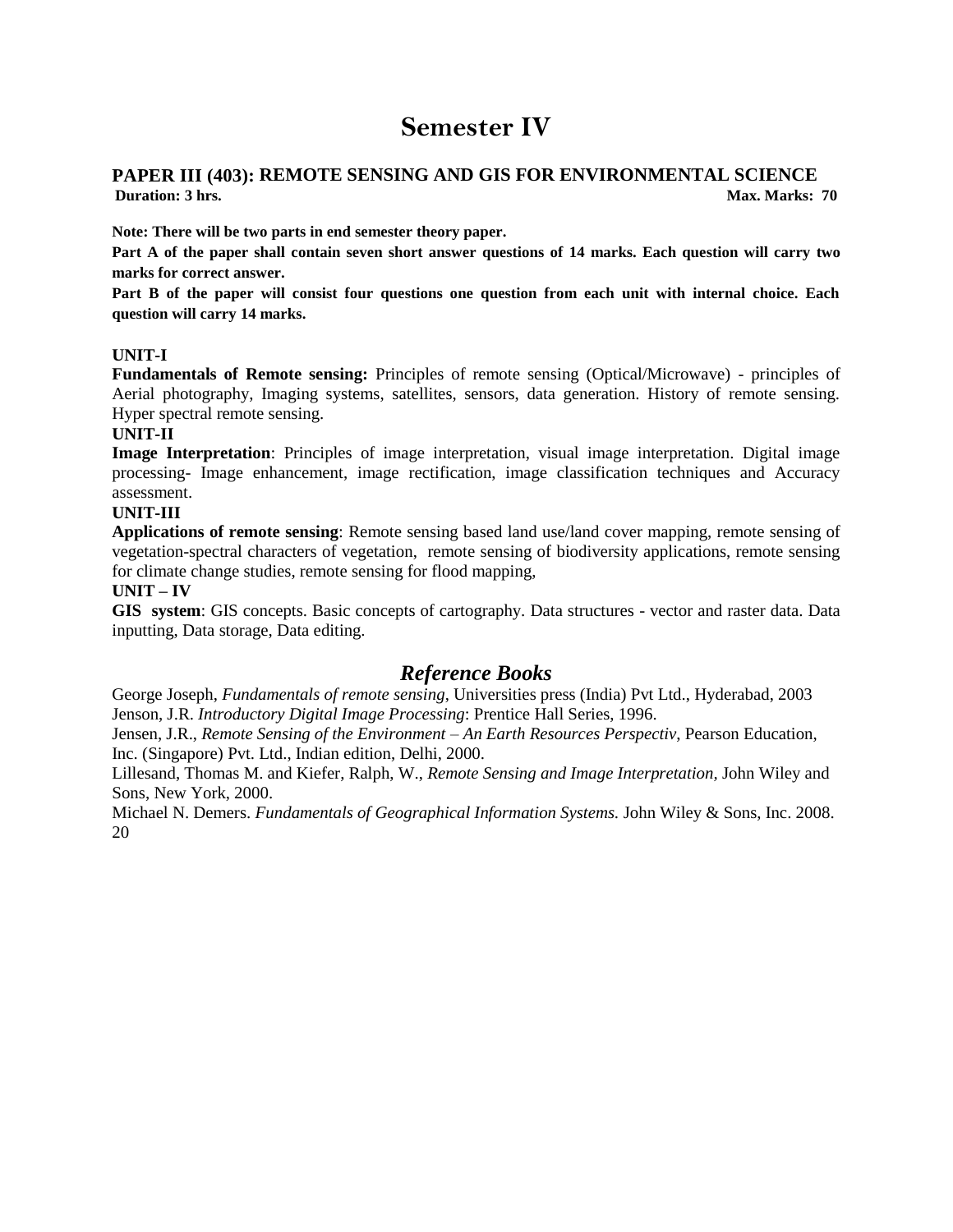# Semester IV

## PAPER III (403): REMOTE SENSING AND GIS FOR ENVIRONMENTAL SCIENCE

**Duration: 3 hrs.** **Max. Marks: 70**

**Note: There will be two parts in end semester theory paper.**

**Part A of the paper shall contain seven short answer questions of 14 marks. Each question will carry two marks for correct answer.**

**Part B of the paper will consist four questions one question from each unit with internal choice. Each question will carry 14 marks.**

**UNIT-I**

**Fundamentals of Remote sensing:** Principles of remote sensing (Optical/Microwave) - principles of Aerial photography, Imaging systems, satellites, sensors, data generation. History of remote sensing. Hyper spectral remote sensing.

**UNIT-II**

**Image Interpretation**: Principles of image interpretation, visual image interpretation. Digital image processing- Image enhancement, image rectification, image classification techniques and Accuracy assessment.

**UNIT-III**

**Applications of remote sensing**: Remote sensing based land use/land cover mapping, remote sensing of vegetation-spectral characters of vegetation, remote sensing of biodiversity applications, remote sensing for climate change studies, remote sensing for flood mapping,

**UNIT – IV**

**GIS system**: GIS concepts. Basic concepts of cartography. Data structures - vector and raster data. Data inputting, Data storage, Data editing.

## *Reference Books*

George Joseph, *Fundamentals of remote sensing*, Universities press (India) Pvt Ltd., Hyderabad, 2003

Jenson, J.R. *Introductory Digital Image Processing*: Prentice Hall Series, 1996.

Jensen, J.R., *Remote Sensing of the Environment – An Earth Resources Perspectiv*, Pearson Education, Inc. (Singapore) Pvt. Ltd., Indian edition, Delhi, 2000.

Lillesand, Thomas M. and Kiefer, Ralph, W., *Remote Sensing and Image Interpretation*, John Wiley and Sons, New York, 2000.

Michael N. Demers. *Fundamentals of Geographical Information Systems.* John Wiley & Sons, Inc. 2008.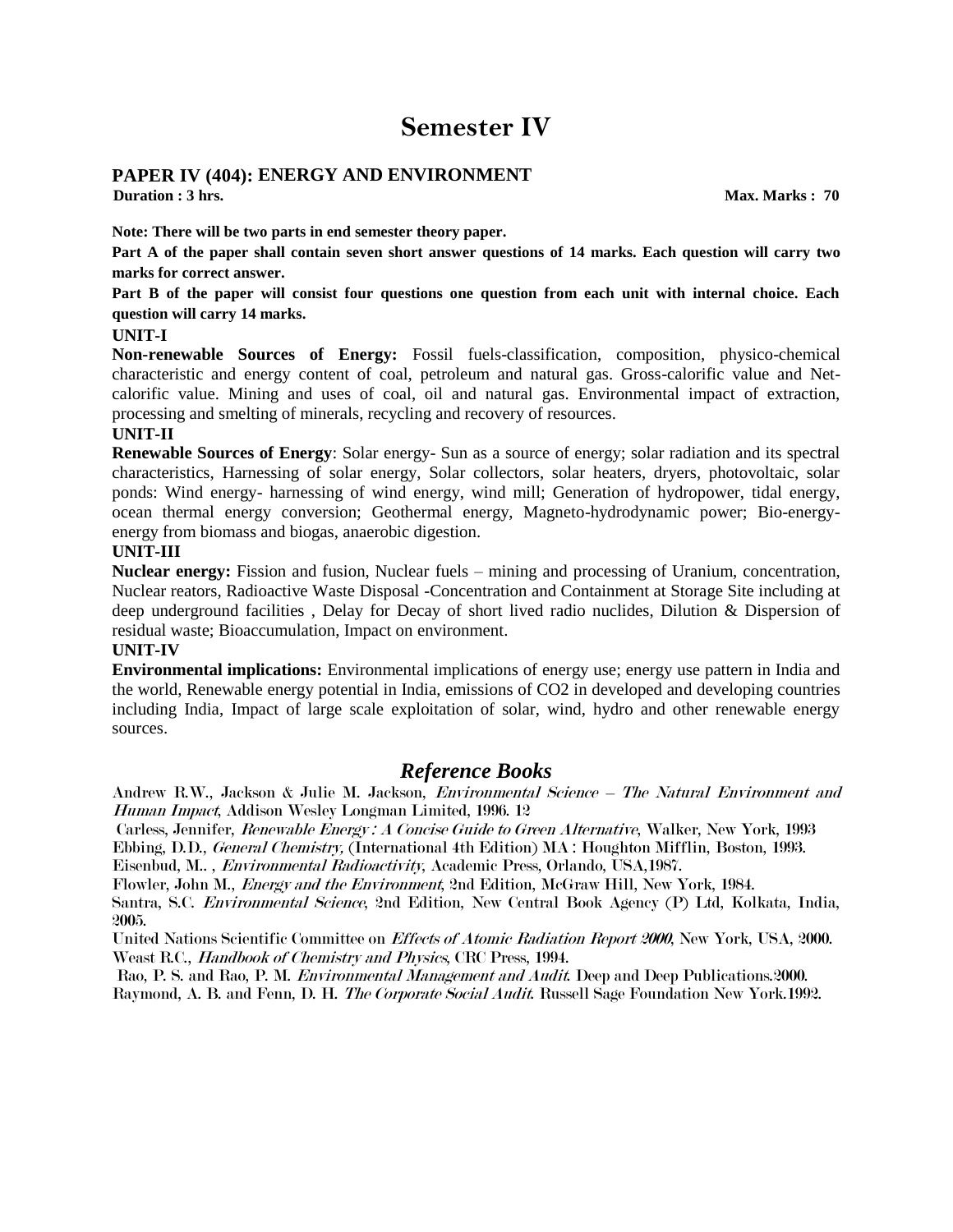# Semester IV

## PAPER IV (404): ENERGY AND ENVIRONMENT

**Duration : 3 hrs.** **Max. Marks : 70**

**Note: There will be two parts in end semester theory paper.**

**Part A of the paper shall contain seven short answer questions of 14 marks. Each question will carry two marks for correct answer.**

**Part B of the paper will consist four questions one question from each unit with internal choice. Each question will carry 14 marks.**

**UNIT-I**

**Non-renewable Sources of Energy:** Fossil fuels-classification, composition, physico-chemical characteristic and energy content of coal, petroleum and natural gas. Gross-calorific value and Net-calorific value. Mining and uses of coal, oil and natural gas. Environmental impact of extraction, processing and smelting of minerals, recycling and recovery of resources.

**UNIT-II**

**Renewable Sources of Energy**: Solar energy- Sun as a source of energy; solar radiation and its spectral characteristics, Harnessing of solar energy, Solar collectors, solar heaters, dryers, photovoltaic, solar ponds: Wind energy- harnessing of wind energy, wind mill; Generation of hydropower, tidal energy, ocean thermal energy conversion; Geothermal energy, Magneto-hydrodynamic power; Bio-energy-energy from biomass and biogas, anaerobic digestion.

**UNIT-III**

**Nuclear energy:** Fission and fusion, Nuclear fuels – mining and processing of Uranium, concentration, Nuclear reators, Radioactive Waste Disposal -Concentration and Containment at Storage Site including at deep underground facilities , Delay for Decay of short lived radio nuclides, Dilution & Dispersion of residual waste; Bioaccumulation, Impact on environment.

**UNIT-IV**

**Environmental implications:** Environmental implications of energy use; energy use pattern in India and the world, Renewable energy potential in India, emissions of CO2 in developed and developing countries including India, Impact of large scale exploitation of solar, wind, hydro and other renewable energy sources.

## *Reference Books*

Andrew R.W., Jackson & Julie M. Jackson, *Environmental Science – The Natural Environment and Human Impact*, Addison Wesley Longman Limited, 1996. 12

Carless, Jennifer, *Renewable Energy : A Concise Guide to Green Alternative*, Walker, New York, 1993

Ebbing, D.D., *General Chemistry,* (International 4th Edition) MA : Houghton Mifflin, Boston, 1993.

Eisenbud, M.. , *Environmental Radioactivity*, Academic Press, Orlando, USA,1987.

Flowler, John M., *Energy and the Environment*, 2nd Edition, McGraw Hill, New York, 1984.

Santra, S.C. *Environmental Science*, 2nd Edition, New Central Book Agency (P) Ltd, Kolkata, India, 2005.

United Nations Scientific Committee on *Effects of Atomic Radiation Report 2000*, New York, USA, 2000.

Weast R.C., *Handbook of Chemistry and Physics*, CRC Press, 1994.

Rao, P. S. and Rao, P. M. *Environmental Management and Audit*. Deep and Deep Publications.2000.

Raymond, A. B. and Fenn, D. H. *The Corporate Social Audit*. Russell Sage Foundation New York.1992.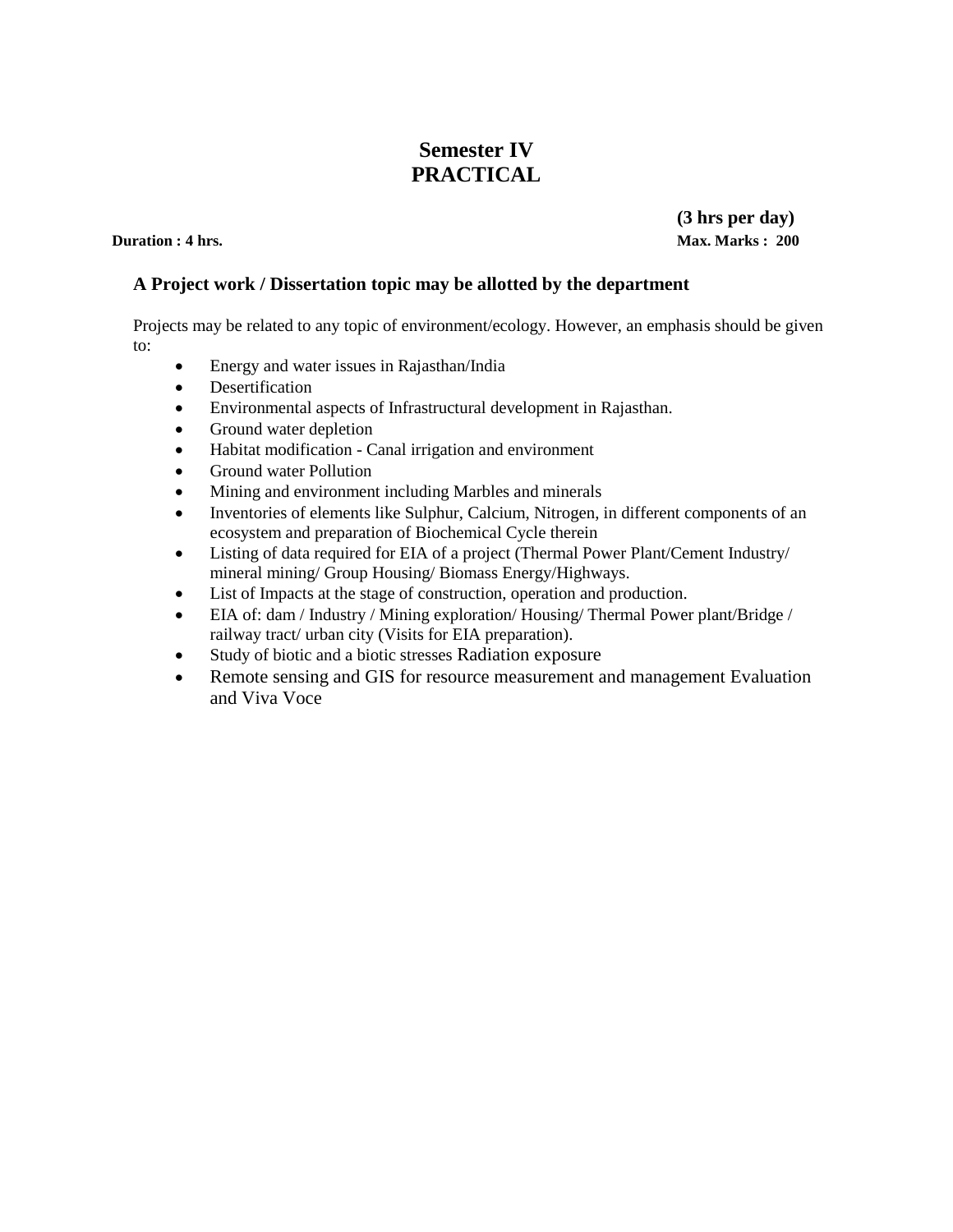# Semester IV
# PRACTICAL

**(3 hrs per day)**

**Duration : 4 hrs.** **Max. Marks : 200**

### A Project work / Dissertation topic may be allotted by the department

Projects may be related to any topic of environment/ecology. However, an emphasis should be given to:

- Energy and water issues in Rajasthan/India
- Desertification
- Environmental aspects of Infrastructural development in Rajasthan.
- Ground water depletion
- Habitat modification - Canal irrigation and environment
- Ground water Pollution
- Mining and environment including Marbles and minerals
- Inventories of elements like Sulphur, Calcium, Nitrogen, in different components of an ecosystem and preparation of Biochemical Cycle therein
- Listing of data required for EIA of a project (Thermal Power Plant/Cement Industry/ mineral mining/ Group Housing/ Biomass Energy/Highways.
- List of Impacts at the stage of construction, operation and production.
- EIA of: dam / Industry / Mining exploration/ Housing/ Thermal Power plant/Bridge / railway tract/ urban city (Visits for EIA preparation).
- Study of biotic and a biotic stresses Radiation exposure
- Remote sensing and GIS for resource measurement and management Evaluation and Viva Voce